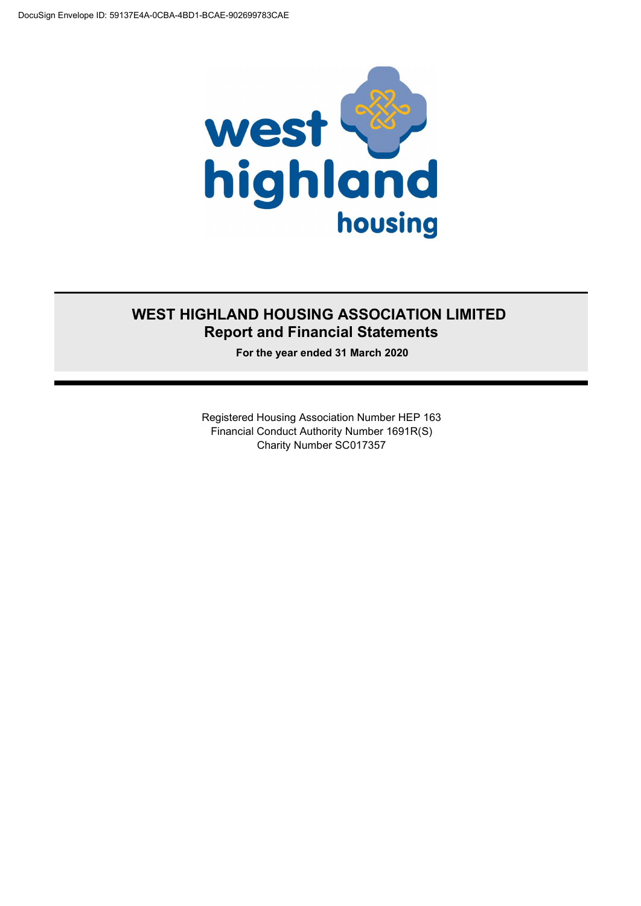# WEST HIGHLAND HOUSING ASSOCIATION LIMITED

## Report and Financial Statements

**For the year ended 31 March 2020**

Registered Housing Association Number HEP 163
Financial Conduct Authority Number 1691R(S)
Charity Number SC017357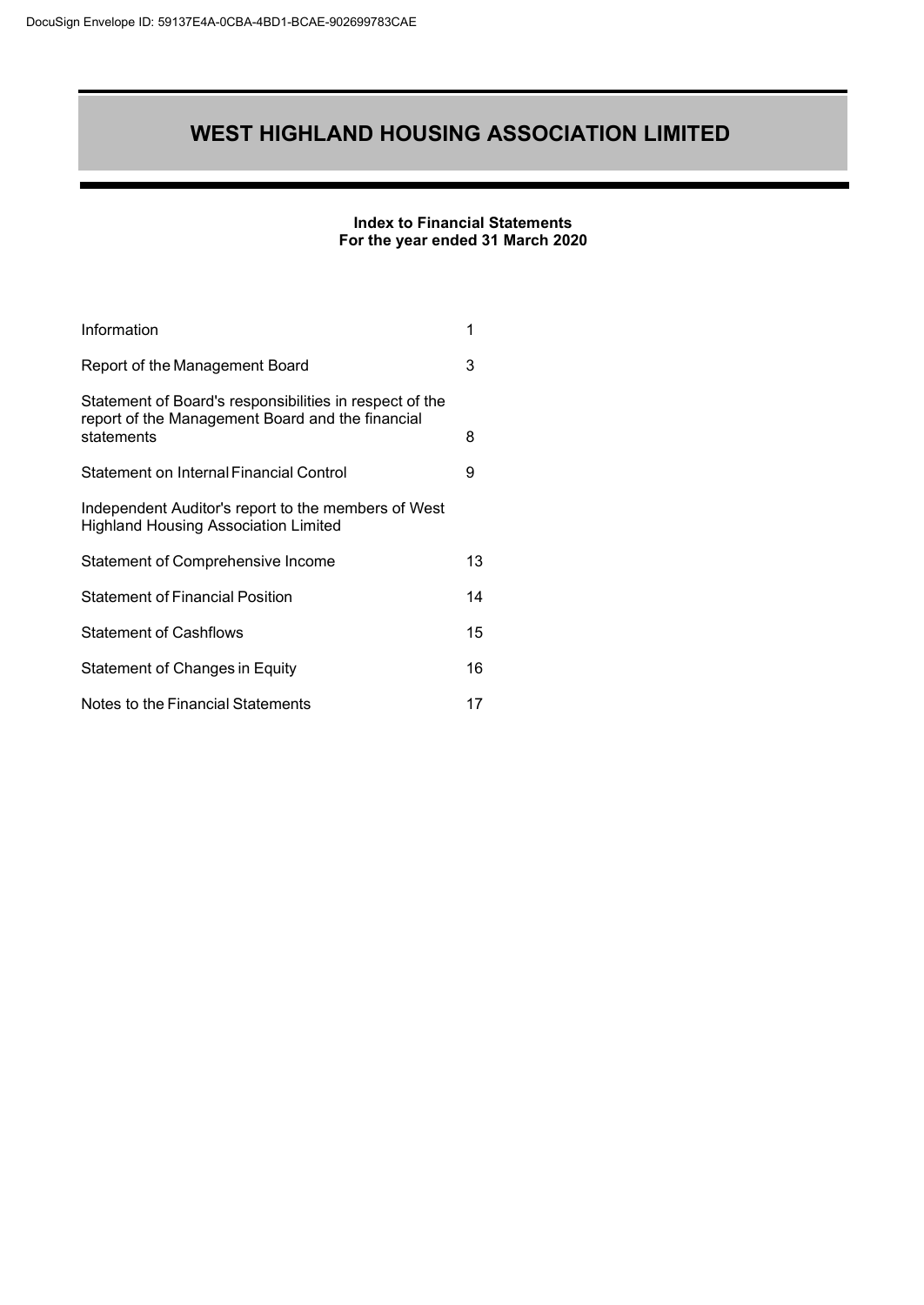# WEST HIGHLAND HOUSING ASSOCIATION LIMITED

**Index to Financial Statements**
**For the year ended 31 March 2020**

| | |
|---|---|
| Information | 1 |
| Report of the Management Board | 3 |
| Statement of Board's responsibilities in respect of the report of the Management Board and the financial statements | 8 |
| Statement on Internal Financial Control | 9 |
| Independent Auditor's report to the members of West Highland Housing Association Limited | |
| Statement of Comprehensive Income | 13 |
| Statement of Financial Position | 14 |
| Statement of Cashflows | 15 |
| Statement of Changes in Equity | 16 |
| Notes to the Financial Statements | 17 |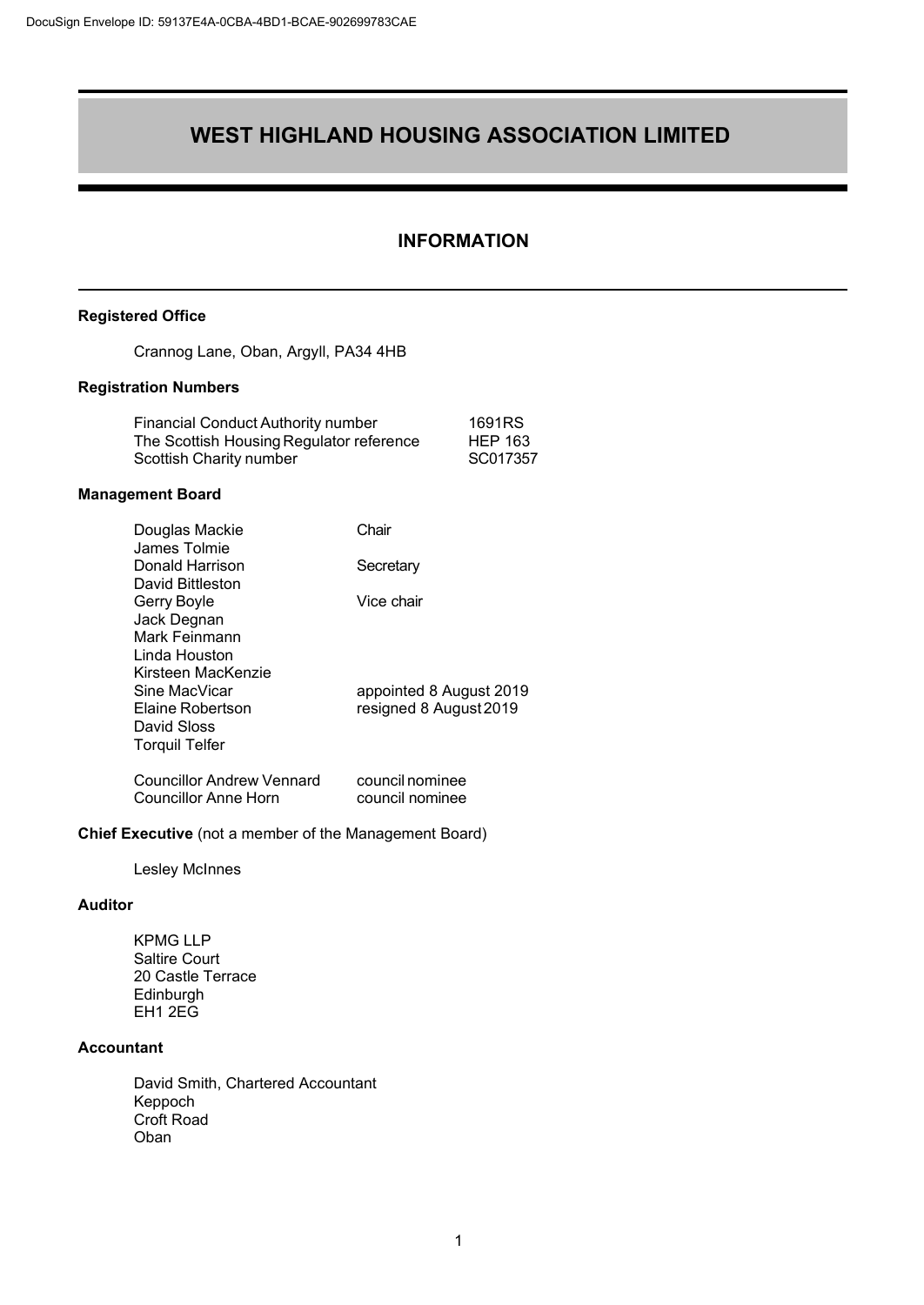# WEST HIGHLAND HOUSING ASSOCIATION LIMITED

## INFORMATION

### Registered Office

Crannog Lane, Oban, Argyll, PA34 4HB

### Registration Numbers

| | |
|---|---|
| Financial Conduct Authority number | 1691RS |
| The Scottish Housing Regulator reference | HEP 163 |
| Scottish Charity number | SC017357 |

### Management Board

| | |
|---|---|
| Douglas Mackie | Chair |
| James Tolmie | |
| Donald Harrison | Secretary |
| David Bittleston | |
| Gerry Boyle | Vice chair |
| Jack Degnan | |
| Mark Feinmann | |
| Linda Houston | |
| Kirsteen MacKenzie | |
| Sine MacVicar | appointed 8 August 2019 |
| Elaine Robertson | resigned 8 August 2019 |
| David Sloss | |
| Torquil Telfer | |
| Councillor Andrew Vennard | council nominee |
| Councillor Anne Horn | council nominee |

**Chief Executive** (not a member of the Management Board)

Lesley McInnes

### Auditor

KPMG LLP
Saltire Court
20 Castle Terrace
Edinburgh
EH1 2EG

### Accountant

David Smith, Chartered Accountant
Keppoch
Croft Road
Oban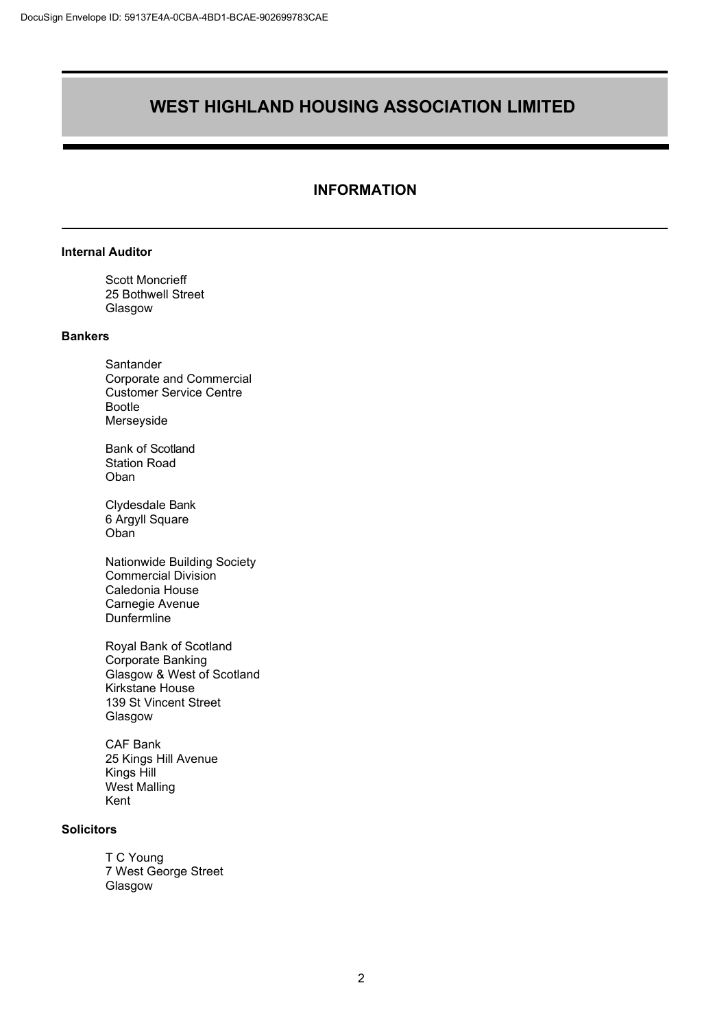# WEST HIGHLAND HOUSING ASSOCIATION LIMITED

## INFORMATION

**Internal Auditor**

Scott Moncrieff
25 Bothwell Street
Glasgow

**Bankers**

Santander
Corporate and Commercial
Customer Service Centre
Bootle
Merseyside

Bank of Scotland
Station Road
Oban

Clydesdale Bank
6 Argyll Square
Oban

Nationwide Building Society
Commercial Division
Caledonia House
Carnegie Avenue
Dunfermline

Royal Bank of Scotland
Corporate Banking
Glasgow & West of Scotland
Kirkstane House
139 St Vincent Street
Glasgow

CAF Bank
25 Kings Hill Avenue
Kings Hill
West Malling
Kent

**Solicitors**

T C Young
7 West George Street
Glasgow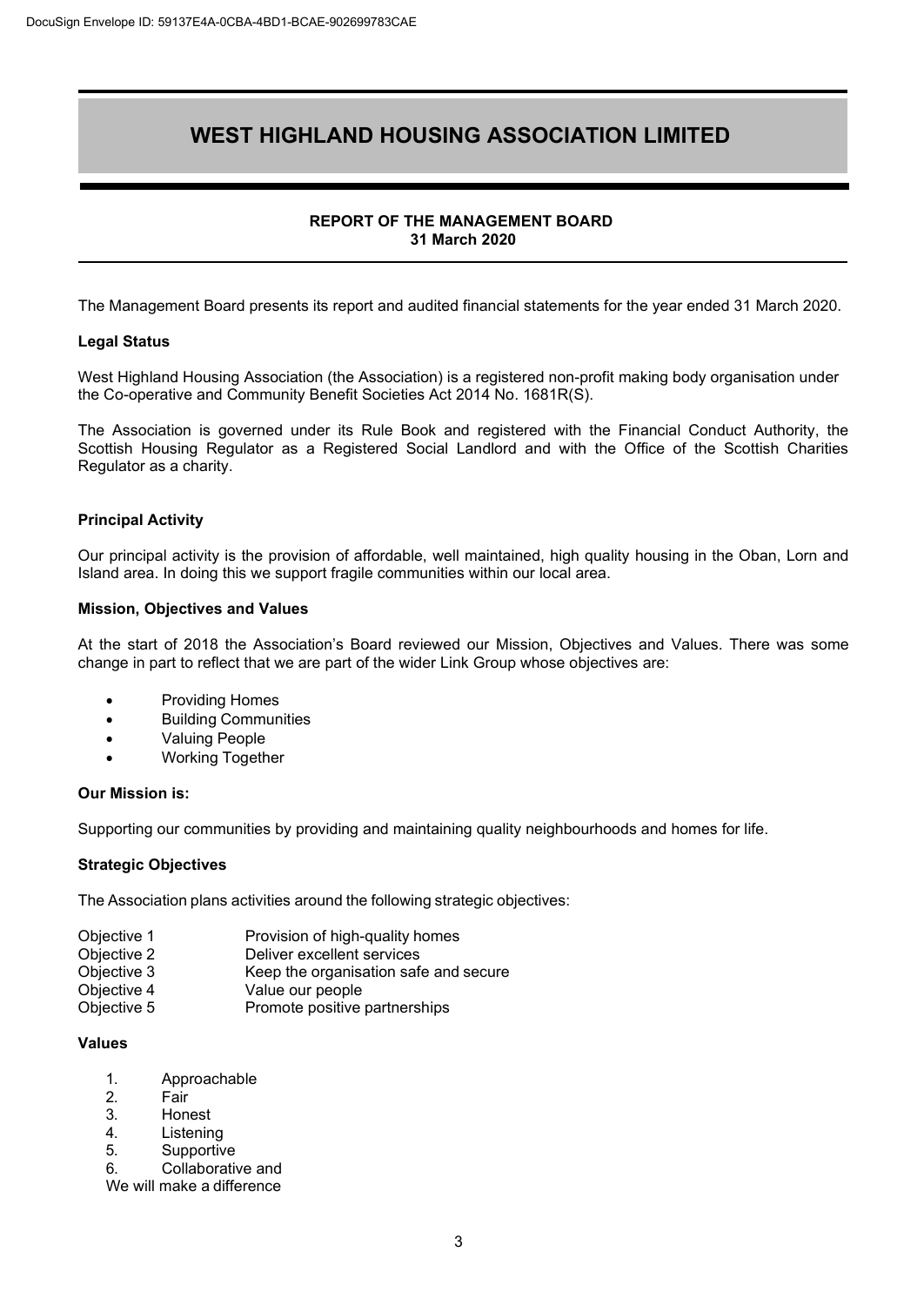# WEST HIGHLAND HOUSING ASSOCIATION LIMITED

**REPORT OF THE MANAGEMENT BOARD**
**31 March 2020**

The Management Board presents its report and audited financial statements for the year ended 31 March 2020.

### Legal Status

West Highland Housing Association (the Association) is a registered non-profit making body organisation under the Co-operative and Community Benefit Societies Act 2014 No. 1681R(S).

The Association is governed under its Rule Book and registered with the Financial Conduct Authority, the Scottish Housing Regulator as a Registered Social Landlord and with the Office of the Scottish Charities Regulator as a charity.

### Principal Activity

Our principal activity is the provision of affordable, well maintained, high quality housing in the Oban, Lorn and Island area. In doing this we support fragile communities within our local area.

### Mission, Objectives and Values

At the start of 2018 the Association's Board reviewed our Mission, Objectives and Values. There was some change in part to reflect that we are part of the wider Link Group whose objectives are:

- Providing Homes
- Building Communities
- Valuing People
- Working Together

### Our Mission is:

Supporting our communities by providing and maintaining quality neighbourhoods and homes for life.

### Strategic Objectives

The Association plans activities around the following strategic objectives:

| | |
|---|---|
| Objective 1 | Provision of high-quality homes |
| Objective 2 | Deliver excellent services |
| Objective 3 | Keep the organisation safe and secure |
| Objective 4 | Value our people |
| Objective 5 | Promote positive partnerships |

### Values

1. Approachable
2. Fair
3. Honest
4. Listening
5. Supportive
6. Collaborative and

We will make a difference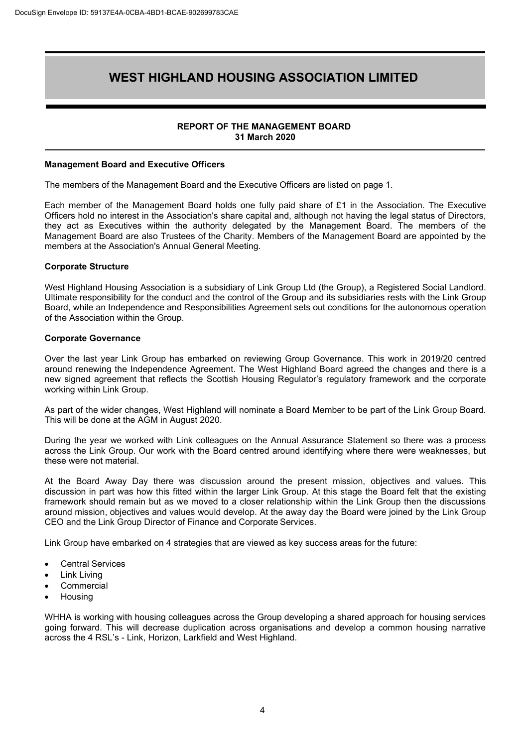# WEST HIGHLAND HOUSING ASSOCIATION LIMITED

**REPORT OF THE MANAGEMENT BOARD**
**31 March 2020**

**Management Board and Executive Officers**

The members of the Management Board and the Executive Officers are listed on page 1.

Each member of the Management Board holds one fully paid share of £1 in the Association. The Executive Officers hold no interest in the Association's share capital and, although not having the legal status of Directors, they act as Executives within the authority delegated by the Management Board. The members of the Management Board are also Trustees of the Charity. Members of the Management Board are appointed by the members at the Association's Annual General Meeting.

**Corporate Structure**

West Highland Housing Association is a subsidiary of Link Group Ltd (the Group), a Registered Social Landlord. Ultimate responsibility for the conduct and the control of the Group and its subsidiaries rests with the Link Group Board, while an Independence and Responsibilities Agreement sets out conditions for the autonomous operation of the Association within the Group.

**Corporate Governance**

Over the last year Link Group has embarked on reviewing Group Governance. This work in 2019/20 centred around renewing the Independence Agreement. The West Highland Board agreed the changes and there is a new signed agreement that reflects the Scottish Housing Regulator's regulatory framework and the corporate working within Link Group.

As part of the wider changes, West Highland will nominate a Board Member to be part of the Link Group Board. This will be done at the AGM in August 2020.

During the year we worked with Link colleagues on the Annual Assurance Statement so there was a process across the Link Group. Our work with the Board centred around identifying where there were weaknesses, but these were not material.

At the Board Away Day there was discussion around the present mission, objectives and values. This discussion in part was how this fitted within the larger Link Group. At this stage the Board felt that the existing framework should remain but as we moved to a closer relationship within the Link Group then the discussions around mission, objectives and values would develop. At the away day the Board were joined by the Link Group CEO and the Link Group Director of Finance and Corporate Services.

Link Group have embarked on 4 strategies that are viewed as key success areas for the future:

- Central Services
- Link Living
- Commercial
- Housing

WHHA is working with housing colleagues across the Group developing a shared approach for housing services going forward. This will decrease duplication across organisations and develop a common housing narrative across the 4 RSL's - Link, Horizon, Larkfield and West Highland.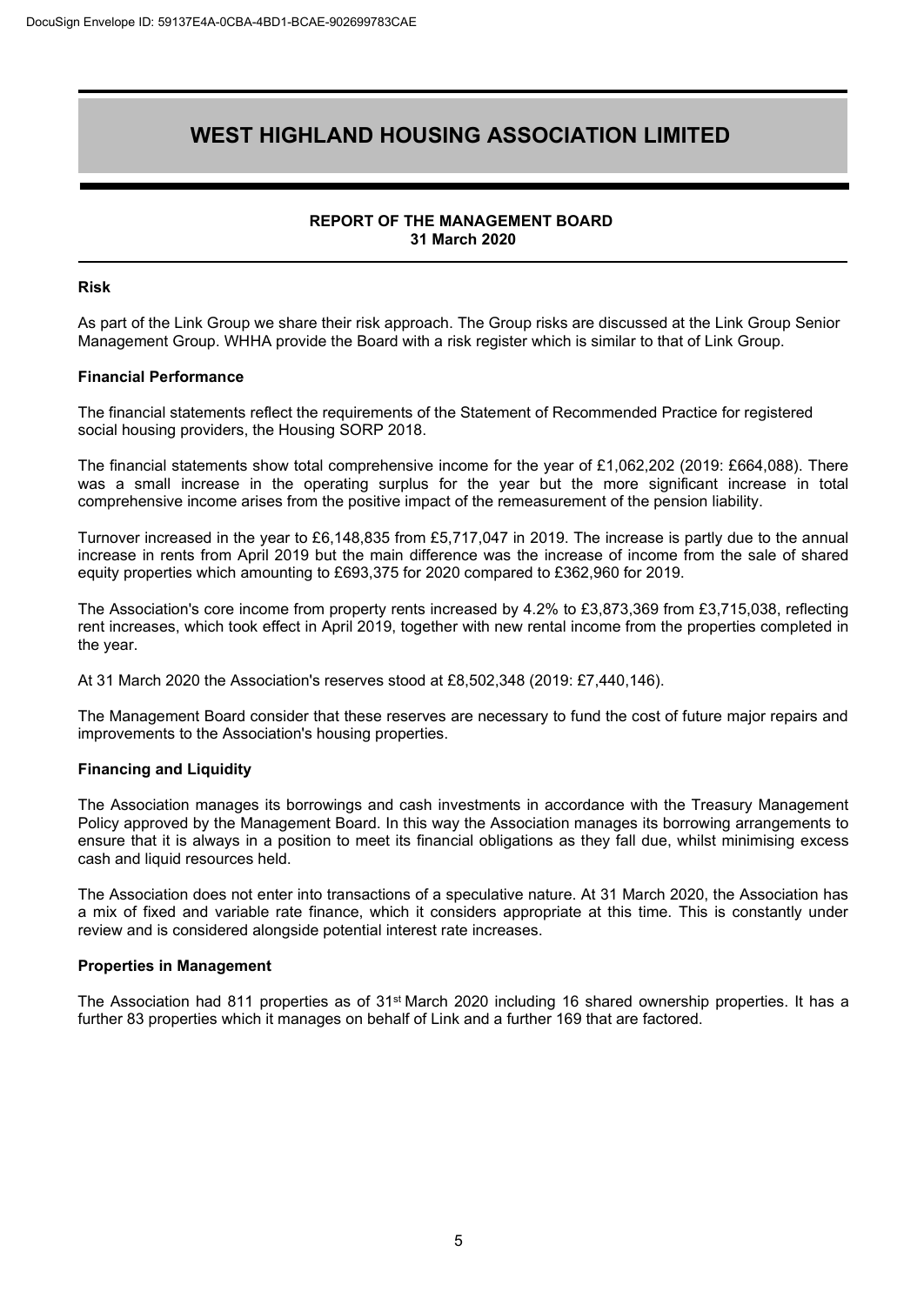# WEST HIGHLAND HOUSING ASSOCIATION LIMITED

**REPORT OF THE MANAGEMENT BOARD**
**31 March 2020**

### Risk

As part of the Link Group we share their risk approach. The Group risks are discussed at the Link Group Senior Management Group. WHHA provide the Board with a risk register which is similar to that of Link Group.

### Financial Performance

The financial statements reflect the requirements of the Statement of Recommended Practice for registered social housing providers, the Housing SORP 2018.

The financial statements show total comprehensive income for the year of £1,062,202 (2019: £664,088). There was a small increase in the operating surplus for the year but the more significant increase in total comprehensive income arises from the positive impact of the remeasurement of the pension liability.

Turnover increased in the year to £6,148,835 from £5,717,047 in 2019. The increase is partly due to the annual increase in rents from April 2019 but the main difference was the increase of income from the sale of shared equity properties which amounting to £693,375 for 2020 compared to £362,960 for 2019.

The Association's core income from property rents increased by 4.2% to £3,873,369 from £3,715,038, reflecting rent increases, which took effect in April 2019, together with new rental income from the properties completed in the year.

At 31 March 2020 the Association's reserves stood at £8,502,348 (2019: £7,440,146).

The Management Board consider that these reserves are necessary to fund the cost of future major repairs and improvements to the Association's housing properties.

### Financing and Liquidity

The Association manages its borrowings and cash investments in accordance with the Treasury Management Policy approved by the Management Board. In this way the Association manages its borrowing arrangements to ensure that it is always in a position to meet its financial obligations as they fall due, whilst minimising excess cash and liquid resources held.

The Association does not enter into transactions of a speculative nature. At 31 March 2020, the Association has a mix of fixed and variable rate finance, which it considers appropriate at this time. This is constantly under review and is considered alongside potential interest rate increases.

### Properties in Management

The Association had 811 properties as of 31st March 2020 including 16 shared ownership properties. It has a further 83 properties which it manages on behalf of Link and a further 169 that are factored.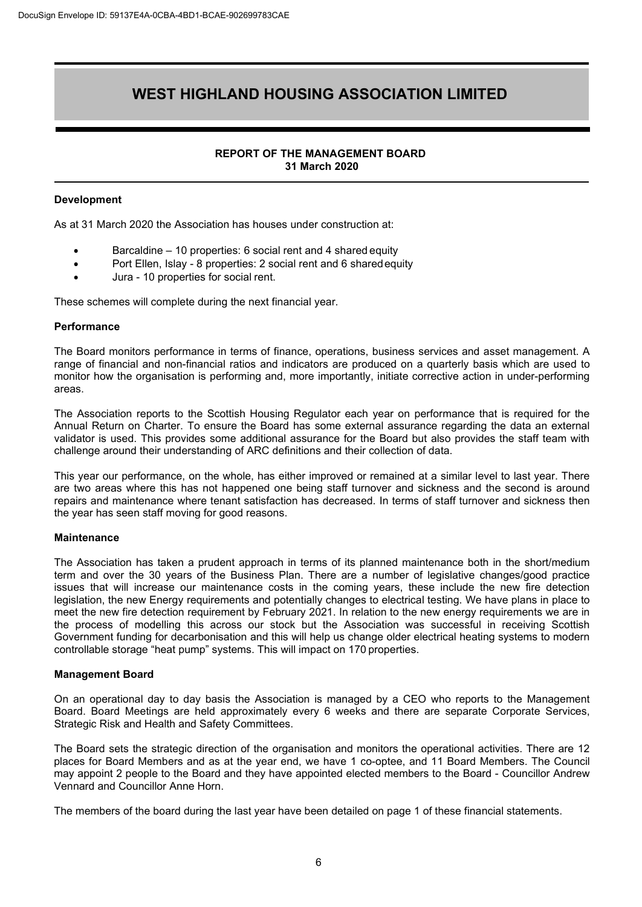# WEST HIGHLAND HOUSING ASSOCIATION LIMITED

**REPORT OF THE MANAGEMENT BOARD**
**31 March 2020**

### Development

As at 31 March 2020 the Association has houses under construction at:

- Barcaldine – 10 properties: 6 social rent and 4 shared equity
- Port Ellen, Islay - 8 properties: 2 social rent and 6 shared equity
- Jura - 10 properties for social rent.

These schemes will complete during the next financial year.

### Performance

The Board monitors performance in terms of finance, operations, business services and asset management. A range of financial and non-financial ratios and indicators are produced on a quarterly basis which are used to monitor how the organisation is performing and, more importantly, initiate corrective action in under-performing areas.

The Association reports to the Scottish Housing Regulator each year on performance that is required for the Annual Return on Charter. To ensure the Board has some external assurance regarding the data an external validator is used. This provides some additional assurance for the Board but also provides the staff team with challenge around their understanding of ARC definitions and their collection of data.

This year our performance, on the whole, has either improved or remained at a similar level to last year. There are two areas where this has not happened one being staff turnover and sickness and the second is around repairs and maintenance where tenant satisfaction has decreased. In terms of staff turnover and sickness then the year has seen staff moving for good reasons.

### Maintenance

The Association has taken a prudent approach in terms of its planned maintenance both in the short/medium term and over the 30 years of the Business Plan. There are a number of legislative changes/good practice issues that will increase our maintenance costs in the coming years, these include the new fire detection legislation, the new Energy requirements and potentially changes to electrical testing. We have plans in place to meet the new fire detection requirement by February 2021. In relation to the new energy requirements we are in the process of modelling this across our stock but the Association was successful in receiving Scottish Government funding for decarbonisation and this will help us change older electrical heating systems to modern controllable storage "heat pump" systems. This will impact on 170 properties.

### Management Board

On an operational day to day basis the Association is managed by a CEO who reports to the Management Board. Board Meetings are held approximately every 6 weeks and there are separate Corporate Services, Strategic Risk and Health and Safety Committees.

The Board sets the strategic direction of the organisation and monitors the operational activities. There are 12 places for Board Members and as at the year end, we have 1 co-optee, and 11 Board Members. The Council may appoint 2 people to the Board and they have appointed elected members to the Board - Councillor Andrew Vennard and Councillor Anne Horn.

The members of the board during the last year have been detailed on page 1 of these financial statements.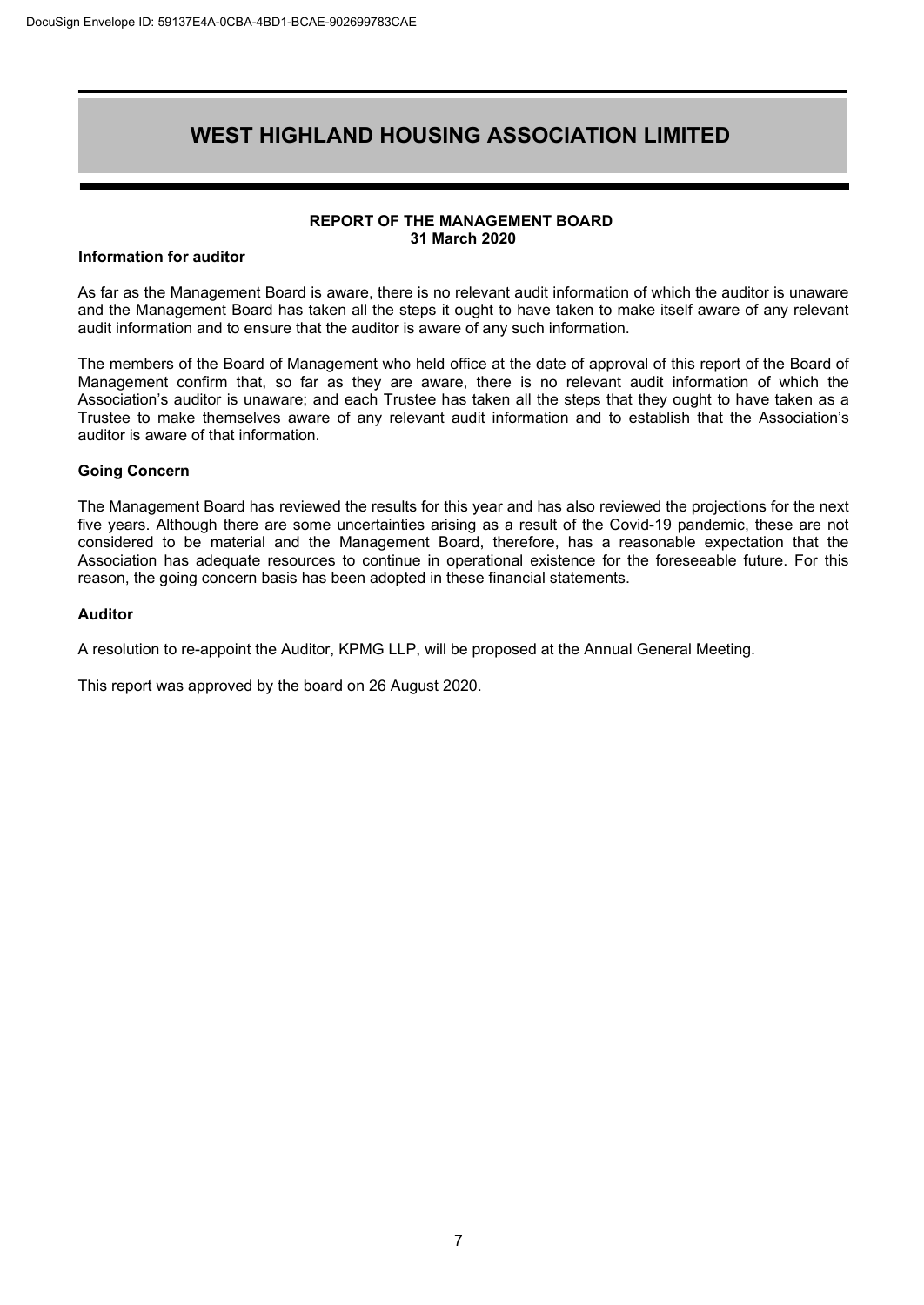# WEST HIGHLAND HOUSING ASSOCIATION LIMITED

**REPORT OF THE MANAGEMENT BOARD**
**31 March 2020**

**Information for auditor**

As far as the Management Board is aware, there is no relevant audit information of which the auditor is unaware and the Management Board has taken all the steps it ought to have taken to make itself aware of any relevant audit information and to ensure that the auditor is aware of any such information.

The members of the Board of Management who held office at the date of approval of this report of the Board of Management confirm that, so far as they are aware, there is no relevant audit information of which the Association's auditor is unaware; and each Trustee has taken all the steps that they ought to have taken as a Trustee to make themselves aware of any relevant audit information and to establish that the Association's auditor is aware of that information.

**Going Concern**

The Management Board has reviewed the results for this year and has also reviewed the projections for the next five years. Although there are some uncertainties arising as a result of the Covid-19 pandemic, these are not considered to be material and the Management Board, therefore, has a reasonable expectation that the Association has adequate resources to continue in operational existence for the foreseeable future. For this reason, the going concern basis has been adopted in these financial statements.

**Auditor**

A resolution to re-appoint the Auditor, KPMG LLP, will be proposed at the Annual General Meeting.

This report was approved by the board on 26 August 2020.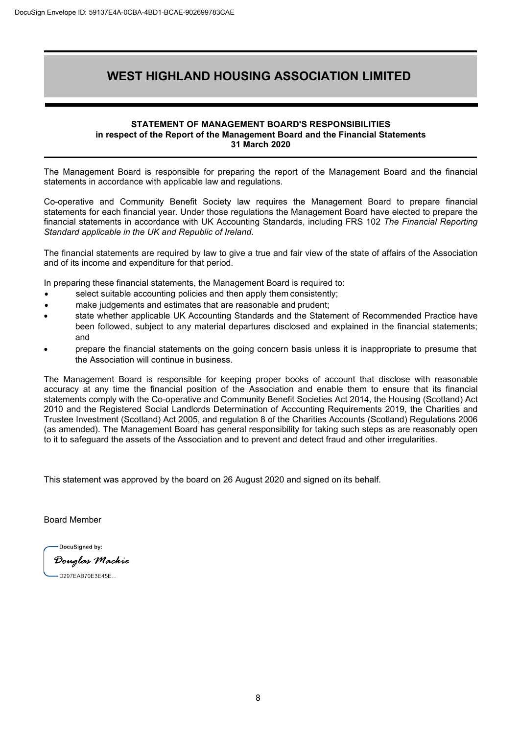# WEST HIGHLAND HOUSING ASSOCIATION LIMITED

**STATEMENT OF MANAGEMENT BOARD'S RESPONSIBILITIES**
**in respect of the Report of the Management Board and the Financial Statements**
**31 March 2020**

The Management Board is responsible for preparing the report of the Management Board and the financial statements in accordance with applicable law and regulations.

Co-operative and Community Benefit Society law requires the Management Board to prepare financial statements for each financial year. Under those regulations the Management Board have elected to prepare the financial statements in accordance with UK Accounting Standards, including FRS 102 *The Financial Reporting Standard applicable in the UK and Republic of Ireland*.

The financial statements are required by law to give a true and fair view of the state of affairs of the Association and of its income and expenditure for that period.

In preparing these financial statements, the Management Board is required to:

- select suitable accounting policies and then apply them consistently;
- make judgements and estimates that are reasonable and prudent;
- state whether applicable UK Accounting Standards and the Statement of Recommended Practice have been followed, subject to any material departures disclosed and explained in the financial statements; and
- prepare the financial statements on the going concern basis unless it is inappropriate to presume that the Association will continue in business.

The Management Board is responsible for keeping proper books of account that disclose with reasonable accuracy at any time the financial position of the Association and enable them to ensure that its financial statements comply with the Co-operative and Community Benefit Societies Act 2014, the Housing (Scotland) Act 2010 and the Registered Social Landlords Determination of Accounting Requirements 2019, the Charities and Trustee Investment (Scotland) Act 2005, and regulation 8 of the Charities Accounts (Scotland) Regulations 2006 (as amended). The Management Board has general responsibility for taking such steps as are reasonably open to it to safeguard the assets of the Association and to prevent and detect fraud and other irregularities.

This statement was approved by the board on 26 August 2020 and signed on its behalf.

Board Member

DocuSigned by:
Douglas Mackie
D297EAB70E3E45E...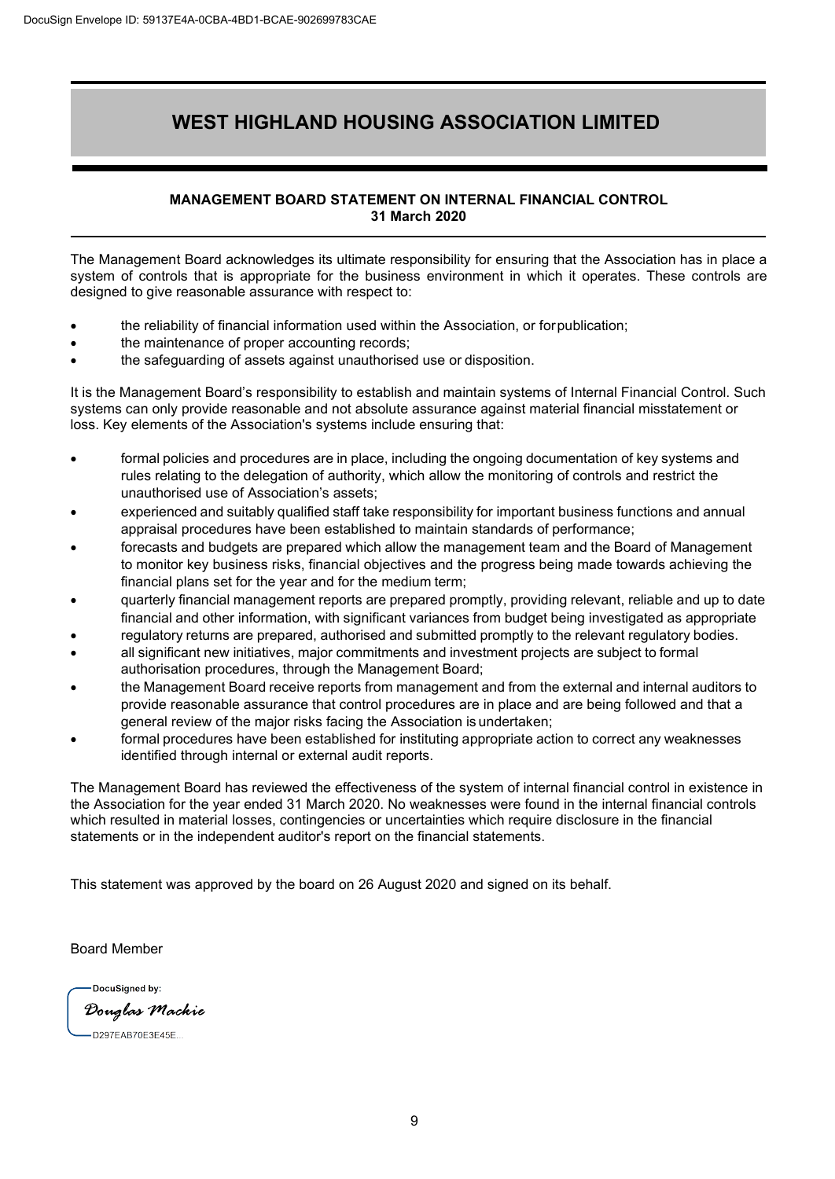# WEST HIGHLAND HOUSING ASSOCIATION LIMITED

**MANAGEMENT BOARD STATEMENT ON INTERNAL FINANCIAL CONTROL**
**31 March 2020**

The Management Board acknowledges its ultimate responsibility for ensuring that the Association has in place a system of controls that is appropriate for the business environment in which it operates. These controls are designed to give reasonable assurance with respect to:

- the reliability of financial information used within the Association, or for publication;
- the maintenance of proper accounting records;
- the safeguarding of assets against unauthorised use or disposition.

It is the Management Board's responsibility to establish and maintain systems of Internal Financial Control. Such systems can only provide reasonable and not absolute assurance against material financial misstatement or loss. Key elements of the Association's systems include ensuring that:

- formal policies and procedures are in place, including the ongoing documentation of key systems and rules relating to the delegation of authority, which allow the monitoring of controls and restrict the unauthorised use of Association's assets;
- experienced and suitably qualified staff take responsibility for important business functions and annual appraisal procedures have been established to maintain standards of performance;
- forecasts and budgets are prepared which allow the management team and the Board of Management to monitor key business risks, financial objectives and the progress being made towards achieving the financial plans set for the year and for the medium term;
- quarterly financial management reports are prepared promptly, providing relevant, reliable and up to date financial and other information, with significant variances from budget being investigated as appropriate
- regulatory returns are prepared, authorised and submitted promptly to the relevant regulatory bodies.
- all significant new initiatives, major commitments and investment projects are subject to formal authorisation procedures, through the Management Board;
- the Management Board receive reports from management and from the external and internal auditors to provide reasonable assurance that control procedures are in place and are being followed and that a general review of the major risks facing the Association is undertaken;
- formal procedures have been established for instituting appropriate action to correct any weaknesses identified through internal or external audit reports.

The Management Board has reviewed the effectiveness of the system of internal financial control in existence in the Association for the year ended 31 March 2020. No weaknesses were found in the internal financial controls which resulted in material losses, contingencies or uncertainties which require disclosure in the financial statements or in the independent auditor's report on the financial statements.

This statement was approved by the board on 26 August 2020 and signed on its behalf.

Board Member

DocuSigned by:
Douglas Mackie
D297EAB70E3E45E...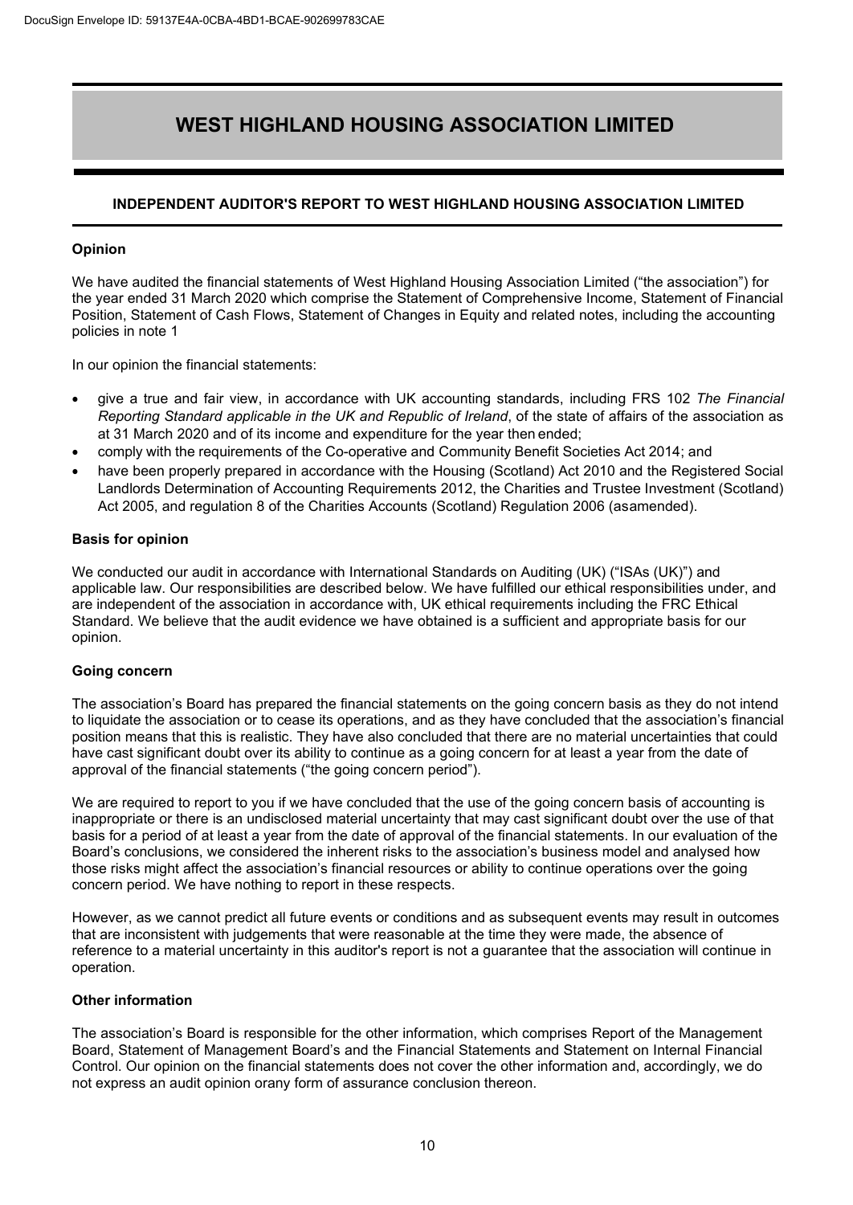# WEST HIGHLAND HOUSING ASSOCIATION LIMITED

## INDEPENDENT AUDITOR'S REPORT TO WEST HIGHLAND HOUSING ASSOCIATION LIMITED

### Opinion

We have audited the financial statements of West Highland Housing Association Limited ("the association") for the year ended 31 March 2020 which comprise the Statement of Comprehensive Income, Statement of Financial Position, Statement of Cash Flows, Statement of Changes in Equity and related notes, including the accounting policies in note 1

In our opinion the financial statements:

- give a true and fair view, in accordance with UK accounting standards, including FRS 102 *The Financial Reporting Standard applicable in the UK and Republic of Ireland*, of the state of affairs of the association as at 31 March 2020 and of its income and expenditure for the year then ended;
- comply with the requirements of the Co-operative and Community Benefit Societies Act 2014; and
- have been properly prepared in accordance with the Housing (Scotland) Act 2010 and the Registered Social Landlords Determination of Accounting Requirements 2012, the Charities and Trustee Investment (Scotland) Act 2005, and regulation 8 of the Charities Accounts (Scotland) Regulation 2006 (asamended).

### Basis for opinion

We conducted our audit in accordance with International Standards on Auditing (UK) ("ISAs (UK)") and applicable law. Our responsibilities are described below. We have fulfilled our ethical responsibilities under, and are independent of the association in accordance with, UK ethical requirements including the FRC Ethical Standard. We believe that the audit evidence we have obtained is a sufficient and appropriate basis for our opinion.

### Going concern

The association's Board has prepared the financial statements on the going concern basis as they do not intend to liquidate the association or to cease its operations, and as they have concluded that the association's financial position means that this is realistic. They have also concluded that there are no material uncertainties that could have cast significant doubt over its ability to continue as a going concern for at least a year from the date of approval of the financial statements ("the going concern period").

We are required to report to you if we have concluded that the use of the going concern basis of accounting is inappropriate or there is an undisclosed material uncertainty that may cast significant doubt over the use of that basis for a period of at least a year from the date of approval of the financial statements. In our evaluation of the Board's conclusions, we considered the inherent risks to the association's business model and analysed how those risks might affect the association's financial resources or ability to continue operations over the going concern period. We have nothing to report in these respects.

However, as we cannot predict all future events or conditions and as subsequent events may result in outcomes that are inconsistent with judgements that were reasonable at the time they were made, the absence of reference to a material uncertainty in this auditor's report is not a guarantee that the association will continue in operation.

### Other information

The association's Board is responsible for the other information, which comprises Report of the Management Board, Statement of Management Board's and the Financial Statements and Statement on Internal Financial Control. Our opinion on the financial statements does not cover the other information and, accordingly, we do not express an audit opinion orany form of assurance conclusion thereon.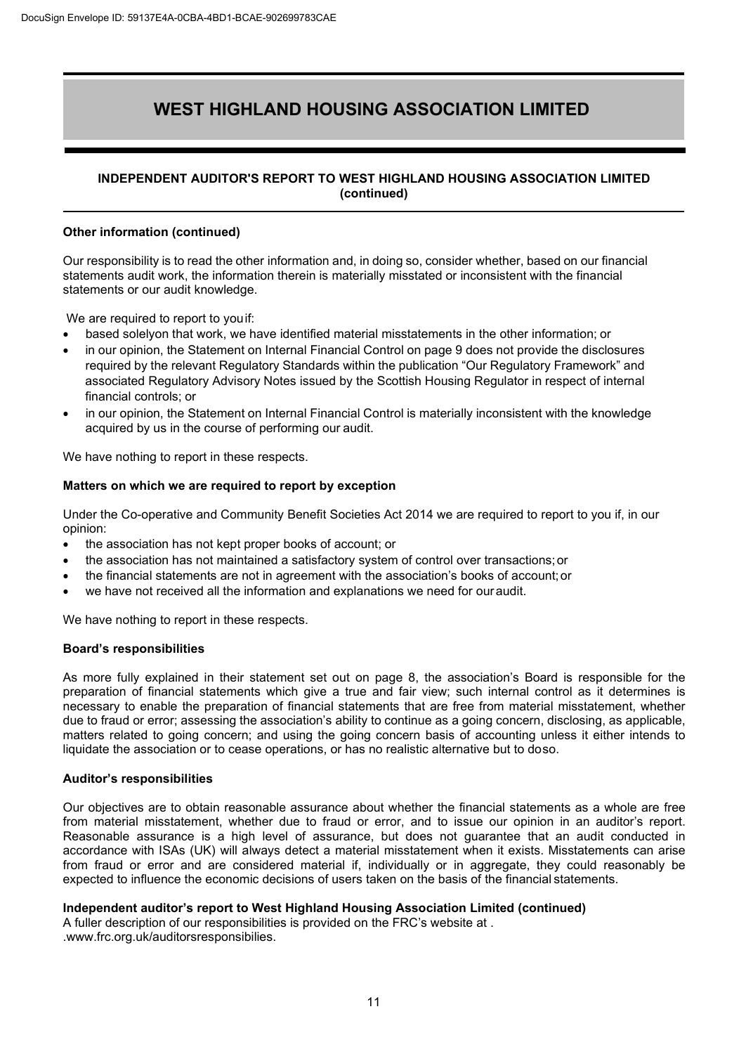# WEST HIGHLAND HOUSING ASSOCIATION LIMITED

## INDEPENDENT AUDITOR'S REPORT TO WEST HIGHLAND HOUSING ASSOCIATION LIMITED (continued)

### Other information (continued)

Our responsibility is to read the other information and, in doing so, consider whether, based on our financial statements audit work, the information therein is materially misstated or inconsistent with the financial statements or our audit knowledge.

We are required to report to youif:

- based solelyon that work, we have identified material misstatements in the other information; or
- in our opinion, the Statement on Internal Financial Control on page 9 does not provide the disclosures required by the relevant Regulatory Standards within the publication "Our Regulatory Framework" and associated Regulatory Advisory Notes issued by the Scottish Housing Regulator in respect of internal financial controls; or
- in our opinion, the Statement on Internal Financial Control is materially inconsistent with the knowledge acquired by us in the course of performing our audit.

We have nothing to report in these respects.

### Matters on which we are required to report by exception

Under the Co-operative and Community Benefit Societies Act 2014 we are required to report to you if, in our opinion:

- the association has not kept proper books of account; or
- the association has not maintained a satisfactory system of control over transactions; or
- the financial statements are not in agreement with the association's books of account; or
- we have not received all the information and explanations we need for our audit.

We have nothing to report in these respects.

### Board's responsibilities

As more fully explained in their statement set out on page 8, the association's Board is responsible for the preparation of financial statements which give a true and fair view; such internal control as it determines is necessary to enable the preparation of financial statements that are free from material misstatement, whether due to fraud or error; assessing the association's ability to continue as a going concern, disclosing, as applicable, matters related to going concern; and using the going concern basis of accounting unless it either intends to liquidate the association or to cease operations, or has no realistic alternative but to doso.

### Auditor's responsibilities

Our objectives are to obtain reasonable assurance about whether the financial statements as a whole are free from material misstatement, whether due to fraud or error, and to issue our opinion in an auditor's report. Reasonable assurance is a high level of assurance, but does not guarantee that an audit conducted in accordance with ISAs (UK) will always detect a material misstatement when it exists. Misstatements can arise from fraud or error and are considered material if, individually or in aggregate, they could reasonably be expected to influence the economic decisions of users taken on the basis of the financial statements.

**Independent auditor's report to West Highland Housing Association Limited (continued)**

A fuller description of our responsibilities is provided on the FRC's website at .
.www.frc.org.uk/auditorsresponsibilies.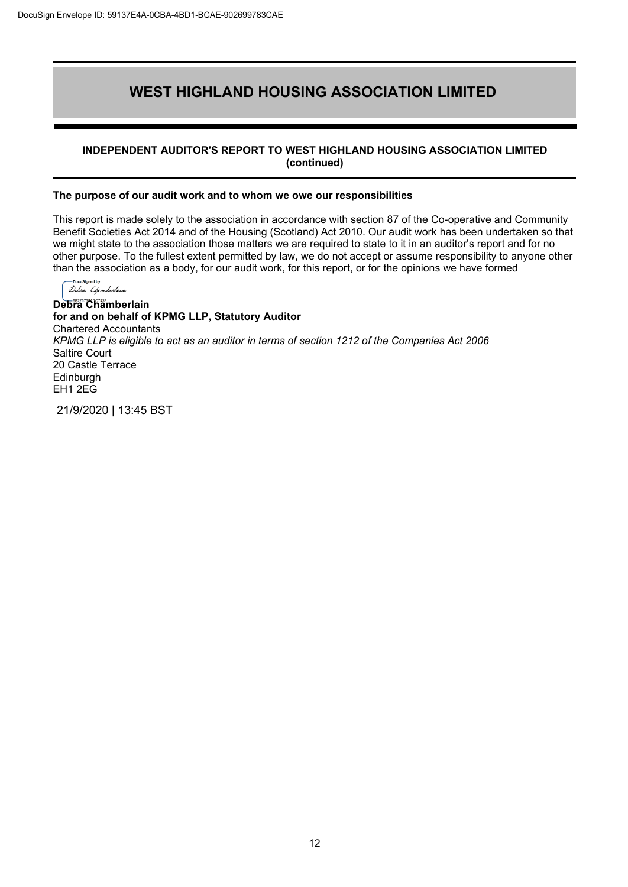# WEST HIGHLAND HOUSING ASSOCIATION LIMITED

**INDEPENDENT AUDITOR'S REPORT TO WEST HIGHLAND HOUSING ASSOCIATION LIMITED (continued)**

**The purpose of our audit work and to whom we owe our responsibilities**

This report is made solely to the association in accordance with section 87 of the Co-operative and Community Benefit Societies Act 2014 and of the Housing (Scotland) Act 2010. Our audit work has been undertaken so that we might state to the association those matters we are required to state to it in an auditor's report and for no other purpose. To the fullest extent permitted by law, we do not accept or assume responsibility to anyone other than the association as a body, for our audit work, for this report, or for the opinions we have formed

**Debra Chamberlain**
**for and on behalf of KPMG LLP, Statutory Auditor**
Chartered Accountants
*KPMG LLP is eligible to act as an auditor in terms of section 1212 of the Companies Act 2006*
Saltire Court
20 Castle Terrace
Edinburgh
EH1 2EG

21/9/2020 | 13:45 BST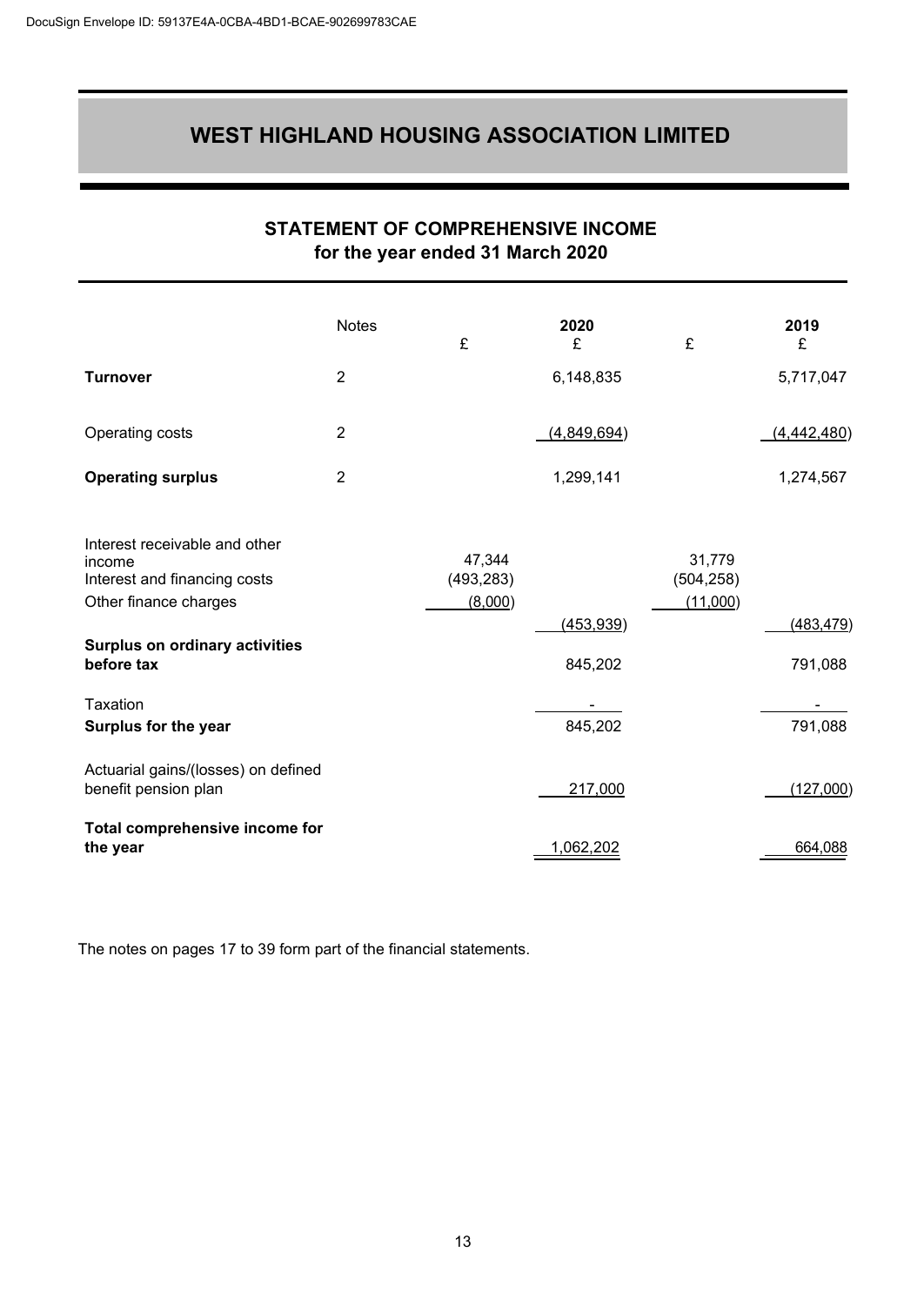DocuSign Envelope ID: 59137E4A-0CBA-4BD1-BCAE-902699783CAE

# WEST HIGHLAND HOUSING ASSOCIATION LIMITED

## STATEMENT OF COMPREHENSIVE INCOME
## for the year ended 31 March 2020

| | Notes | £ | 2020 £ | £ | 2019 £ |
|---|---|---|---|---|---|
| **Turnover** | 2 | | 6,148,835 | | 5,717,047 |
| Operating costs | 2 | | (4,849,694) | | (4,442,480) |
| **Operating surplus** | 2 | | 1,299,141 | | 1,274,567 |
| Interest receivable and other income | | 47,344 | | 31,779 | |
| Interest and financing costs | | (493,283) | | (504,258) | |
| Other finance charges | | (8,000) | | (11,000) | |
| | | | (453,939) | | (483,479) |
| **Surplus on ordinary activities before tax** | | | 845,202 | | 791,088 |
| Taxation | | | - | | - |
| **Surplus for the year** | | | 845,202 | | 791,088 |
| Actuarial gains/(losses) on defined benefit pension plan | | | 217,000 | | (127,000) |
| **Total comprehensive income for the year** | | | 1,062,202 | | 664,088 |

The notes on pages 17 to 39 form part of the financial statements.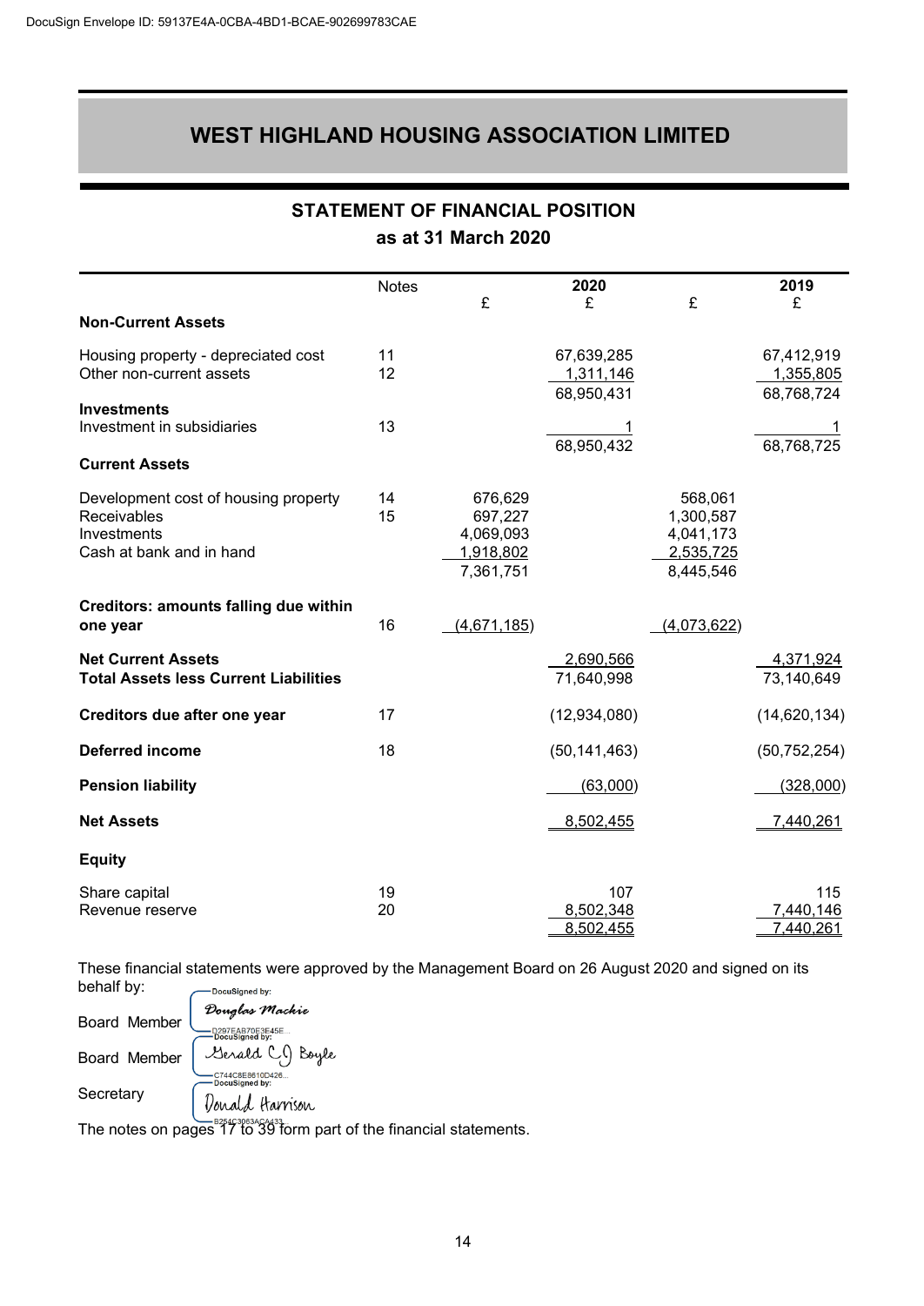# WEST HIGHLAND HOUSING ASSOCIATION LIMITED

## STATEMENT OF FINANCIAL POSITION
### as at 31 March 2020

| | Notes | £ | 2020 £ | £ | 2019 £ |
|---|---|---|---|---|---|
| **Non-Current Assets** | | | | | |
| Housing property - depreciated cost | 11 | | 67,639,285 | | 67,412,919 |
| Other non-current assets | 12 | | 1,311,146 | | 1,355,805 |
| | | | 68,950,431 | | 68,768,724 |
| **Investments** | | | | | |
| Investment in subsidiaries | 13 | | 1 | | 1 |
| | | | 68,950,432 | | 68,768,725 |
| **Current Assets** | | | | | |
| Development cost of housing property | 14 | 676,629 | | 568,061 | |
| Receivables | 15 | 697,227 | | 1,300,587 | |
| Investments | | 4,069,093 | | 4,041,173 | |
| Cash at bank and in hand | | 1,918,802 | | 2,535,725 | |
| | | 7,361,751 | | 8,445,546 | |
| **Creditors: amounts falling due within one year** | 16 | (4,671,185) | | (4,073,622) | |
| **Net Current Assets** | | | 2,690,566 | | 4,371,924 |
| **Total Assets less Current Liabilities** | | | 71,640,998 | | 73,140,649 |
| **Creditors due after one year** | 17 | | (12,934,080) | | (14,620,134) |
| **Deferred income** | 18 | | (50,141,463) | | (50,752,254) |
| **Pension liability** | | | (63,000) | | (328,000) |
| **Net Assets** | | | 8,502,455 | | 7,440,261 |
| **Equity** | | | | | |
| Share capital | 19 | | 107 | | 115 |
| Revenue reserve | 20 | | 8,502,348 | | 7,440,146 |
| | | | 8,502,455 | | 7,440,261 |

These financial statements were approved by the Management Board on 26 August 2020 and signed on its behalf by:

Board Member Douglas Mackie

Board Member Gerald C J Boyle

Secretary Donald Harrison

The notes on pages 17 to 39 form part of the financial statements.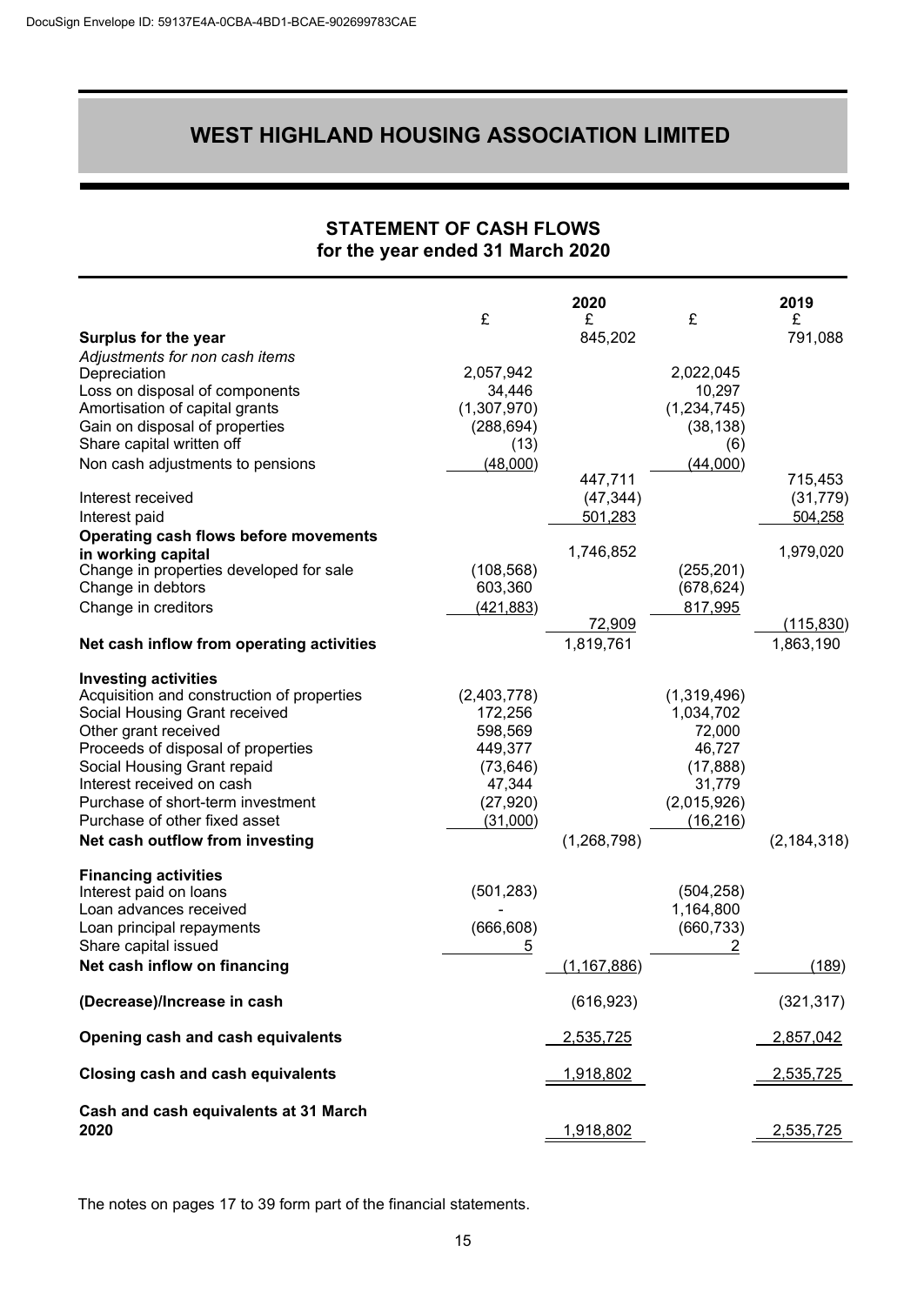# WEST HIGHLAND HOUSING ASSOCIATION LIMITED

## STATEMENT OF CASH FLOWS
## for the year ended 31 March 2020

| | £ | 2020 £ | £ | 2019 £ |
|---|---|---|---|---|
| **Surplus for the year** | | 845,202 | | 791,088 |
| *Adjustments for non cash items* | | | | |
| Depreciation | 2,057,942 | | 2,022,045 | |
| Loss on disposal of components | 34,446 | | 10,297 | |
| Amortisation of capital grants | (1,307,970) | | (1,234,745) | |
| Gain on disposal of properties | (288,694) | | (38,138) | |
| Share capital written off | (13) | | (6) | |
| Non cash adjustments to pensions | (48,000) | | (44,000) | |
| | | 447,711 | | 715,453 |
| Interest received | | (47,344) | | (31,779) |
| Interest paid | | 501,283 | | 504,258 |
| **Operating cash flows before movements in working capital** | | 1,746,852 | | 1,979,020 |
| Change in properties developed for sale | (108,568) | | (255,201) | |
| Change in debtors | 603,360 | | (678,624) | |
| Change in creditors | (421,883) | | 817,995 | |
| | | 72,909 | | (115,830) |
| **Net cash inflow from operating activities** | | 1,819,761 | | 1,863,190 |
| **Investing activities** | | | | |
| Acquisition and construction of properties | (2,403,778) | | (1,319,496) | |
| Social Housing Grant received | 172,256 | | 1,034,702 | |
| Other grant received | 598,569 | | 72,000 | |
| Proceeds of disposal of properties | 449,377 | | 46,727 | |
| Social Housing Grant repaid | (73,646) | | (17,888) | |
| Interest received on cash | 47,344 | | 31,779 | |
| Purchase of short-term investment | (27,920) | | (2,015,926) | |
| Purchase of other fixed asset | (31,000) | | (16,216) | |
| **Net cash outflow from investing** | | (1,268,798) | | (2,184,318) |
| **Financing activities** | | | | |
| Interest paid on loans | (501,283) | | (504,258) | |
| Loan advances received | - | | 1,164,800 | |
| Loan principal repayments | (666,608) | | (660,733) | |
| Share capital issued | 5 | | 2 | |
| **Net cash inflow on financing** | | (1,167,886) | | (189) |
| **(Decrease)/Increase in cash** | | (616,923) | | (321,317) |
| **Opening cash and cash equivalents** | | 2,535,725 | | 2,857,042 |
| **Closing cash and cash equivalents** | | 1,918,802 | | 2,535,725 |
| **Cash and cash equivalents at 31 March 2020** | | 1,918,802 | | 2,535,725 |

The notes on pages 17 to 39 form part of the financial statements.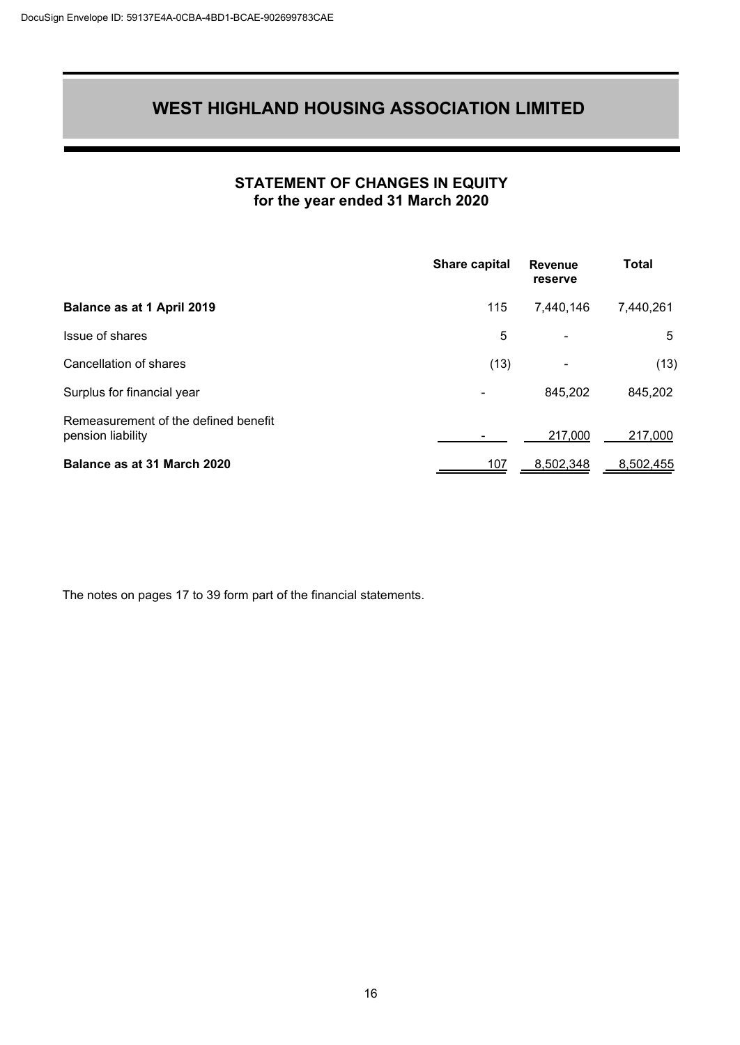# WEST HIGHLAND HOUSING ASSOCIATION LIMITED

## STATEMENT OF CHANGES IN EQUITY
### for the year ended 31 March 2020

| | Share capital | Revenue reserve | Total |
|---|---|---|---|
| **Balance as at 1 April 2019** | 115 | 7,440,146 | 7,440,261 |
| Issue of shares | 5 | - | 5 |
| Cancellation of shares | (13) | - | (13) |
| Surplus for financial year | - | 845,202 | 845,202 |
| Remeasurement of the defined benefit pension liability | - | 217,000 | 217,000 |
| **Balance as at 31 March 2020** | 107 | 8,502,348 | 8,502,455 |

The notes on pages 17 to 39 form part of the financial statements.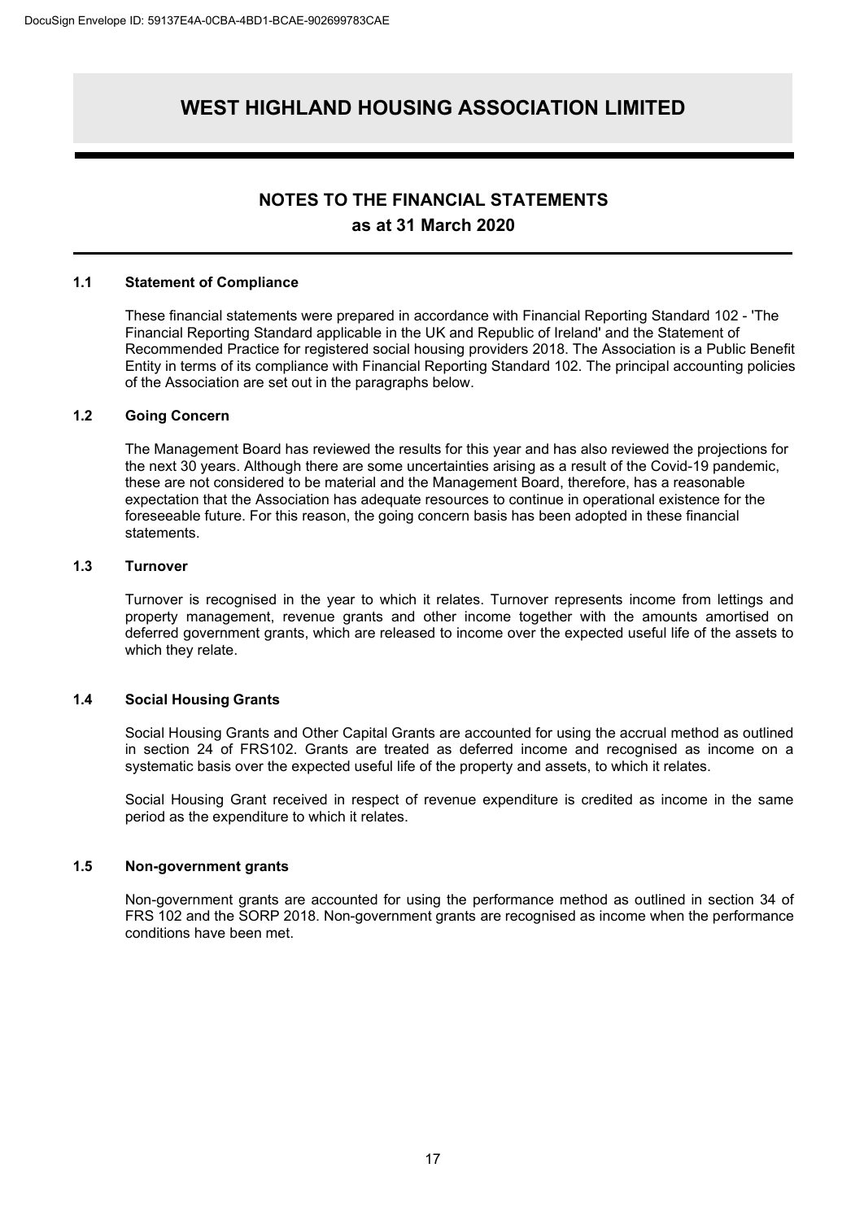# WEST HIGHLAND HOUSING ASSOCIATION LIMITED

## NOTES TO THE FINANCIAL STATEMENTS
## as at 31 March 2020

### 1.1 Statement of Compliance

These financial statements were prepared in accordance with Financial Reporting Standard 102 - 'The Financial Reporting Standard applicable in the UK and Republic of Ireland' and the Statement of Recommended Practice for registered social housing providers 2018. The Association is a Public Benefit Entity in terms of its compliance with Financial Reporting Standard 102. The principal accounting policies of the Association are set out in the paragraphs below.

### 1.2 Going Concern

The Management Board has reviewed the results for this year and has also reviewed the projections for the next 30 years. Although there are some uncertainties arising as a result of the Covid-19 pandemic, these are not considered to be material and the Management Board, therefore, has a reasonable expectation that the Association has adequate resources to continue in operational existence for the foreseeable future. For this reason, the going concern basis has been adopted in these financial statements.

### 1.3 Turnover

Turnover is recognised in the year to which it relates. Turnover represents income from lettings and property management, revenue grants and other income together with the amounts amortised on deferred government grants, which are released to income over the expected useful life of the assets to which they relate.

### 1.4 Social Housing Grants

Social Housing Grants and Other Capital Grants are accounted for using the accrual method as outlined in section 24 of FRS102. Grants are treated as deferred income and recognised as income on a systematic basis over the expected useful life of the property and assets, to which it relates.

Social Housing Grant received in respect of revenue expenditure is credited as income in the same period as the expenditure to which it relates.

### 1.5 Non-government grants

Non-government grants are accounted for using the performance method as outlined in section 34 of FRS 102 and the SORP 2018. Non-government grants are recognised as income when the performance conditions have been met.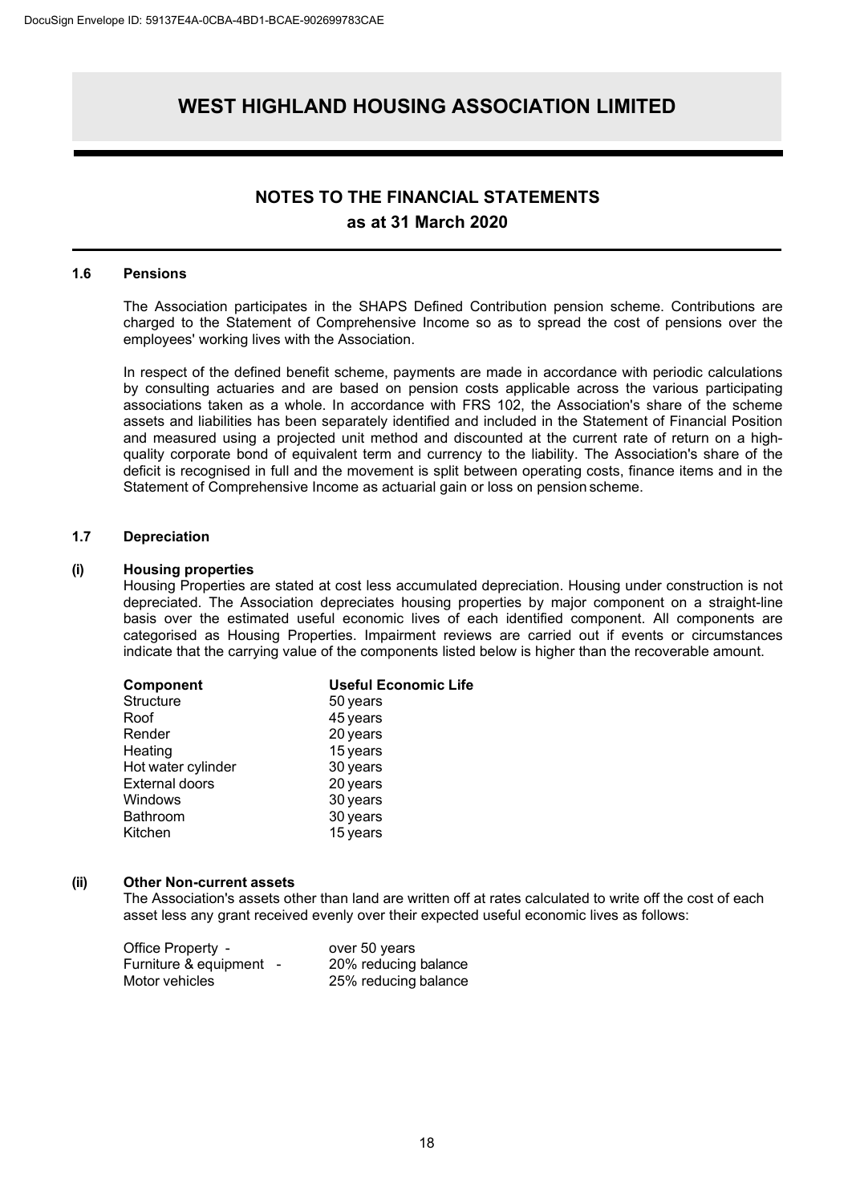## NOTES TO THE FINANCIAL STATEMENTS

### as at 31 March 2020

### 1.6 Pensions

The Association participates in the SHAPS Defined Contribution pension scheme. Contributions are charged to the Statement of Comprehensive Income so as to spread the cost of pensions over the employees' working lives with the Association.

In respect of the defined benefit scheme, payments are made in accordance with periodic calculations by consulting actuaries and are based on pension costs applicable across the various participating associations taken as a whole. In accordance with FRS 102, the Association's share of the scheme assets and liabilities has been separately identified and included in the Statement of Financial Position and measured using a projected unit method and discounted at the current rate of return on a high-quality corporate bond of equivalent term and currency to the liability. The Association's share of the deficit is recognised in full and the movement is split between operating costs, finance items and in the Statement of Comprehensive Income as actuarial gain or loss on pension scheme.

### 1.7 Depreciation

**(i) Housing properties**

Housing Properties are stated at cost less accumulated depreciation. Housing under construction is not depreciated. The Association depreciates housing properties by major component on a straight-line basis over the estimated useful economic lives of each identified component. All components are categorised as Housing Properties. Impairment reviews are carried out if events or circumstances indicate that the carrying value of the components listed below is higher than the recoverable amount.

| Component | Useful Economic Life |
|---|---|
| Structure | 50 years |
| Roof | 45 years |
| Render | 20 years |
| Heating | 15 years |
| Hot water cylinder | 30 years |
| External doors | 20 years |
| Windows | 30 years |
| Bathroom | 30 years |
| Kitchen | 15 years |

**(ii) Other Non-current assets**

The Association's assets other than land are written off at rates calculated to write off the cost of each asset less any grant received evenly over their expected useful economic lives as follows:

| | |
|---|---|
| Office Property - | over 50 years |
| Furniture & equipment - | 20% reducing balance |
| Motor vehicles | 25% reducing balance |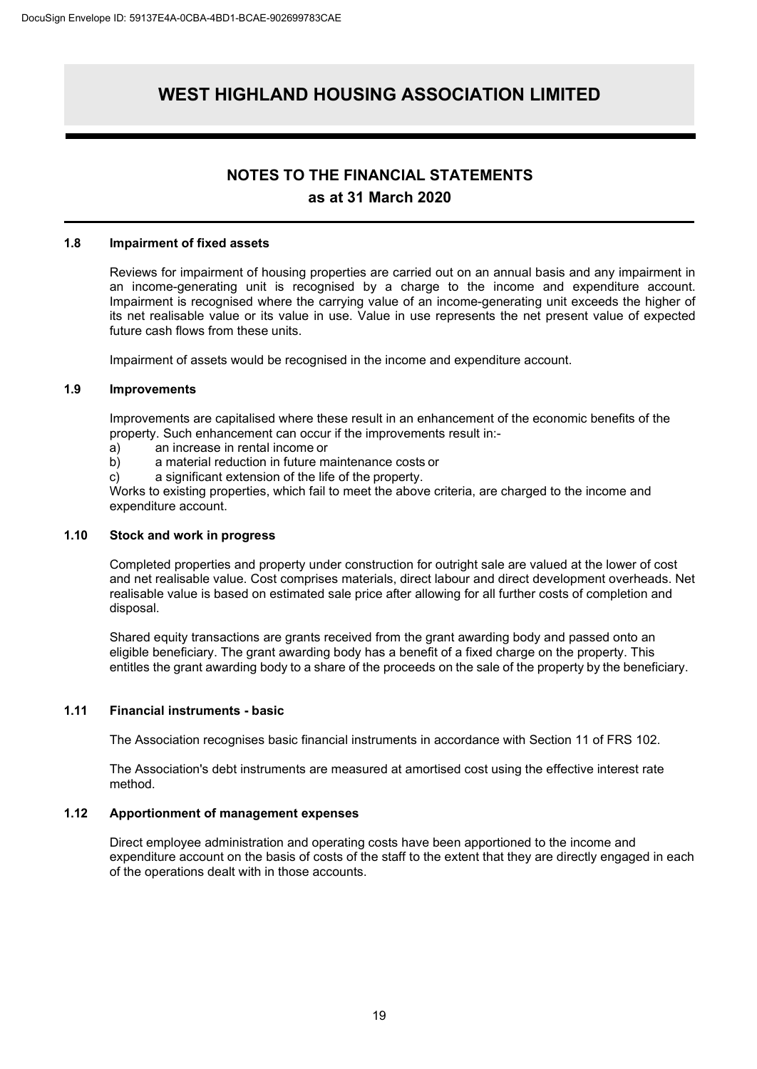# WEST HIGHLAND HOUSING ASSOCIATION LIMITED

## NOTES TO THE FINANCIAL STATEMENTS
## as at 31 March 2020

### 1.8 Impairment of fixed assets

Reviews for impairment of housing properties are carried out on an annual basis and any impairment in an income-generating unit is recognised by a charge to the income and expenditure account. Impairment is recognised where the carrying value of an income-generating unit exceeds the higher of its net realisable value or its value in use. Value in use represents the net present value of expected future cash flows from these units.

Impairment of assets would be recognised in the income and expenditure account.

### 1.9 Improvements

Improvements are capitalised where these result in an enhancement of the economic benefits of the property. Such enhancement can occur if the improvements result in:-

a) an increase in rental income or
b) a material reduction in future maintenance costs or
c) a significant extension of the life of the property.

Works to existing properties, which fail to meet the above criteria, are charged to the income and expenditure account.

### 1.10 Stock and work in progress

Completed properties and property under construction for outright sale are valued at the lower of cost and net realisable value. Cost comprises materials, direct labour and direct development overheads. Net realisable value is based on estimated sale price after allowing for all further costs of completion and disposal.

Shared equity transactions are grants received from the grant awarding body and passed onto an eligible beneficiary. The grant awarding body has a benefit of a fixed charge on the property. This entitles the grant awarding body to a share of the proceeds on the sale of the property by the beneficiary.

### 1.11 Financial instruments - basic

The Association recognises basic financial instruments in accordance with Section 11 of FRS 102.

The Association's debt instruments are measured at amortised cost using the effective interest rate method.

### 1.12 Apportionment of management expenses

Direct employee administration and operating costs have been apportioned to the income and expenditure account on the basis of costs of the staff to the extent that they are directly engaged in each of the operations dealt with in those accounts.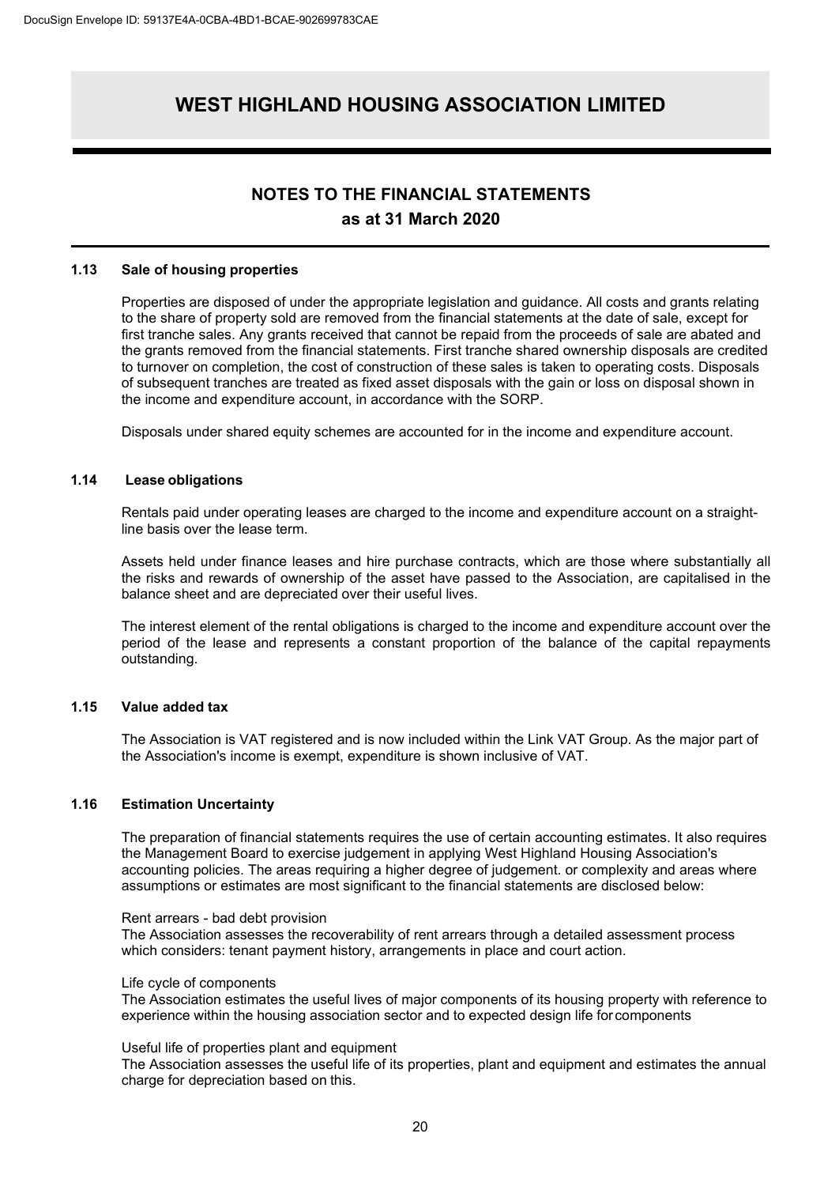# WEST HIGHLAND HOUSING ASSOCIATION LIMITED

## NOTES TO THE FINANCIAL STATEMENTS
## as at 31 March 2020

### 1.13 Sale of housing properties

Properties are disposed of under the appropriate legislation and guidance. All costs and grants relating to the share of property sold are removed from the financial statements at the date of sale, except for first tranche sales. Any grants received that cannot be repaid from the proceeds of sale are abated and the grants removed from the financial statements. First tranche shared ownership disposals are credited to turnover on completion, the cost of construction of these sales is taken to operating costs. Disposals of subsequent tranches are treated as fixed asset disposals with the gain or loss on disposal shown in the income and expenditure account, in accordance with the SORP.

Disposals under shared equity schemes are accounted for in the income and expenditure account.

### 1.14 Lease obligations

Rentals paid under operating leases are charged to the income and expenditure account on a straight-line basis over the lease term.

Assets held under finance leases and hire purchase contracts, which are those where substantially all the risks and rewards of ownership of the asset have passed to the Association, are capitalised in the balance sheet and are depreciated over their useful lives.

The interest element of the rental obligations is charged to the income and expenditure account over the period of the lease and represents a constant proportion of the balance of the capital repayments outstanding.

### 1.15 Value added tax

The Association is VAT registered and is now included within the Link VAT Group. As the major part of the Association's income is exempt, expenditure is shown inclusive of VAT.

### 1.16 Estimation Uncertainty

The preparation of financial statements requires the use of certain accounting estimates. It also requires the Management Board to exercise judgement in applying West Highland Housing Association's accounting policies. The areas requiring a higher degree of judgement. or complexity and areas where assumptions or estimates are most significant to the financial statements are disclosed below:

Rent arrears - bad debt provision
The Association assesses the recoverability of rent arrears through a detailed assessment process which considers: tenant payment history, arrangements in place and court action.

Life cycle of components
The Association estimates the useful lives of major components of its housing property with reference to experience within the housing association sector and to expected design life for components

Useful life of properties plant and equipment
The Association assesses the useful life of its properties, plant and equipment and estimates the annual charge for depreciation based on this.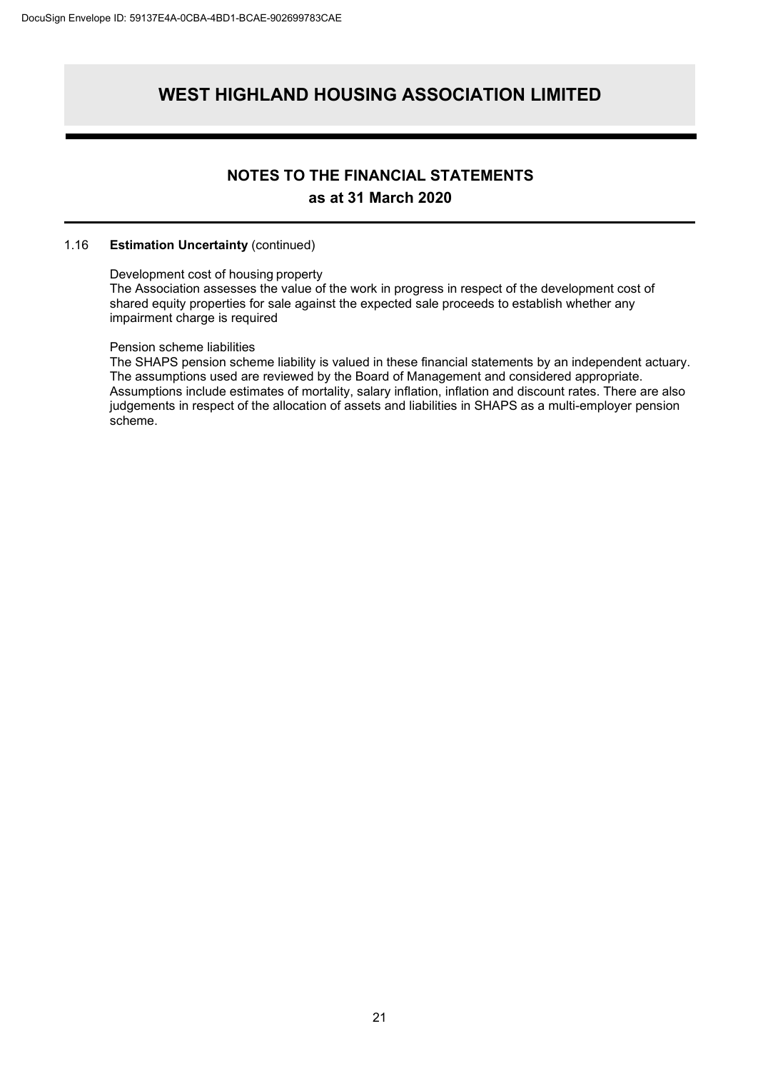1.16 **Estimation Uncertainty** (continued)

Development cost of housing property
The Association assesses the value of the work in progress in respect of the development cost of shared equity properties for sale against the expected sale proceeds to establish whether any impairment charge is required

Pension scheme liabilities
The SHAPS pension scheme liability is valued in these financial statements by an independent actuary. The assumptions used are reviewed by the Board of Management and considered appropriate. Assumptions include estimates of mortality, salary inflation, inflation and discount rates. There are also judgements in respect of the allocation of assets and liabilities in SHAPS as a multi-employer pension scheme.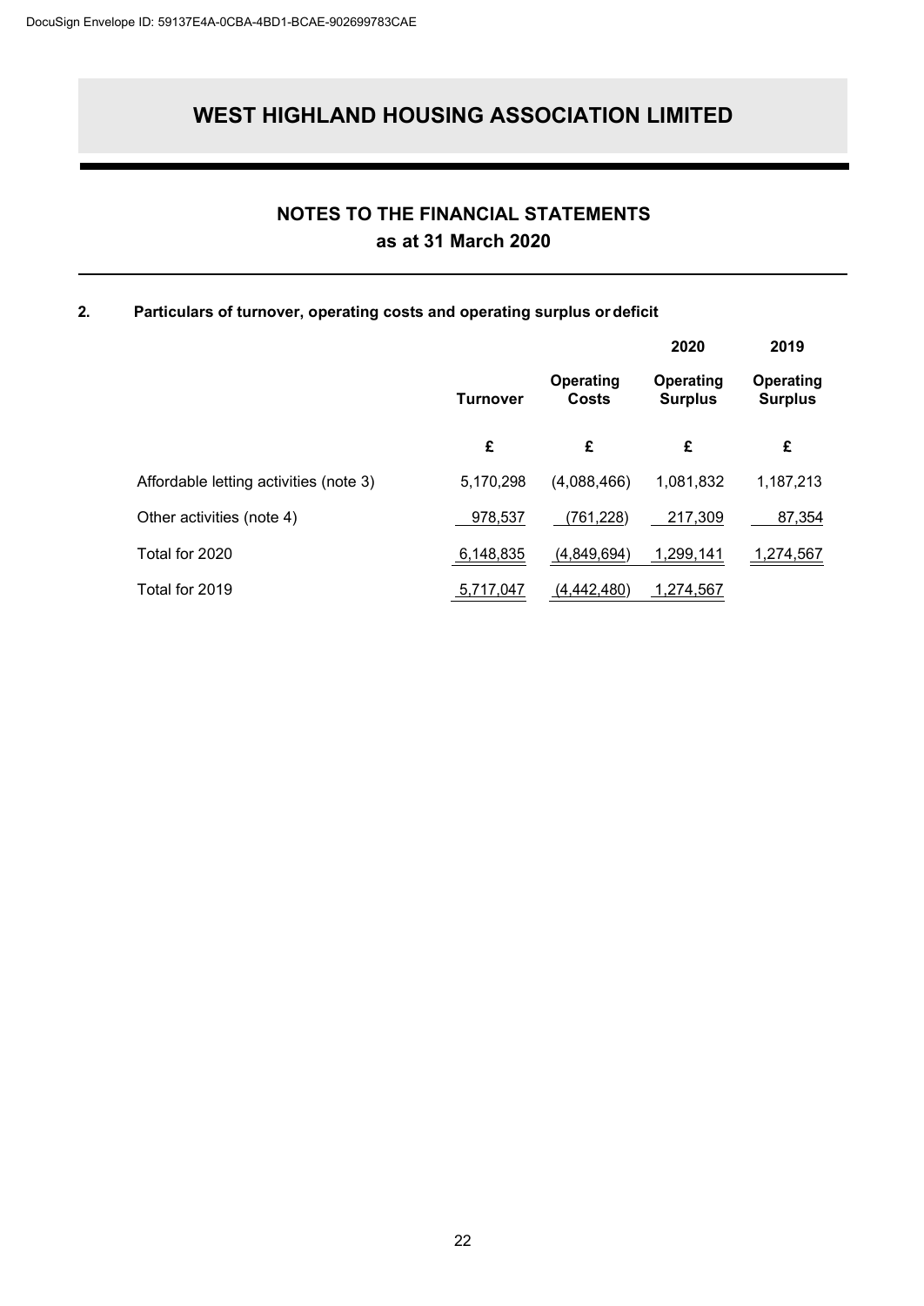# WEST HIGHLAND HOUSING ASSOCIATION LIMITED

## NOTES TO THE FINANCIAL STATEMENTS
## as at 31 March 2020

### 2. Particulars of turnover, operating costs and operating surplus or deficit

| | | | 2020 | 2019 |
|---|---|---|---|---|
| | Turnover | Operating Costs | Operating Surplus | Operating Surplus |
| | £ | £ | £ | £ |
| Affordable letting activities (note 3) | 5,170,298 | (4,088,466) | 1,081,832 | 1,187,213 |
| Other activities (note 4) | 978,537 | (761,228) | 217,309 | 87,354 |
| Total for 2020 | 6,148,835 | (4,849,694) | 1,299,141 | 1,274,567 |
| Total for 2019 | 5,717,047 | (4,442,480) | 1,274,567 | |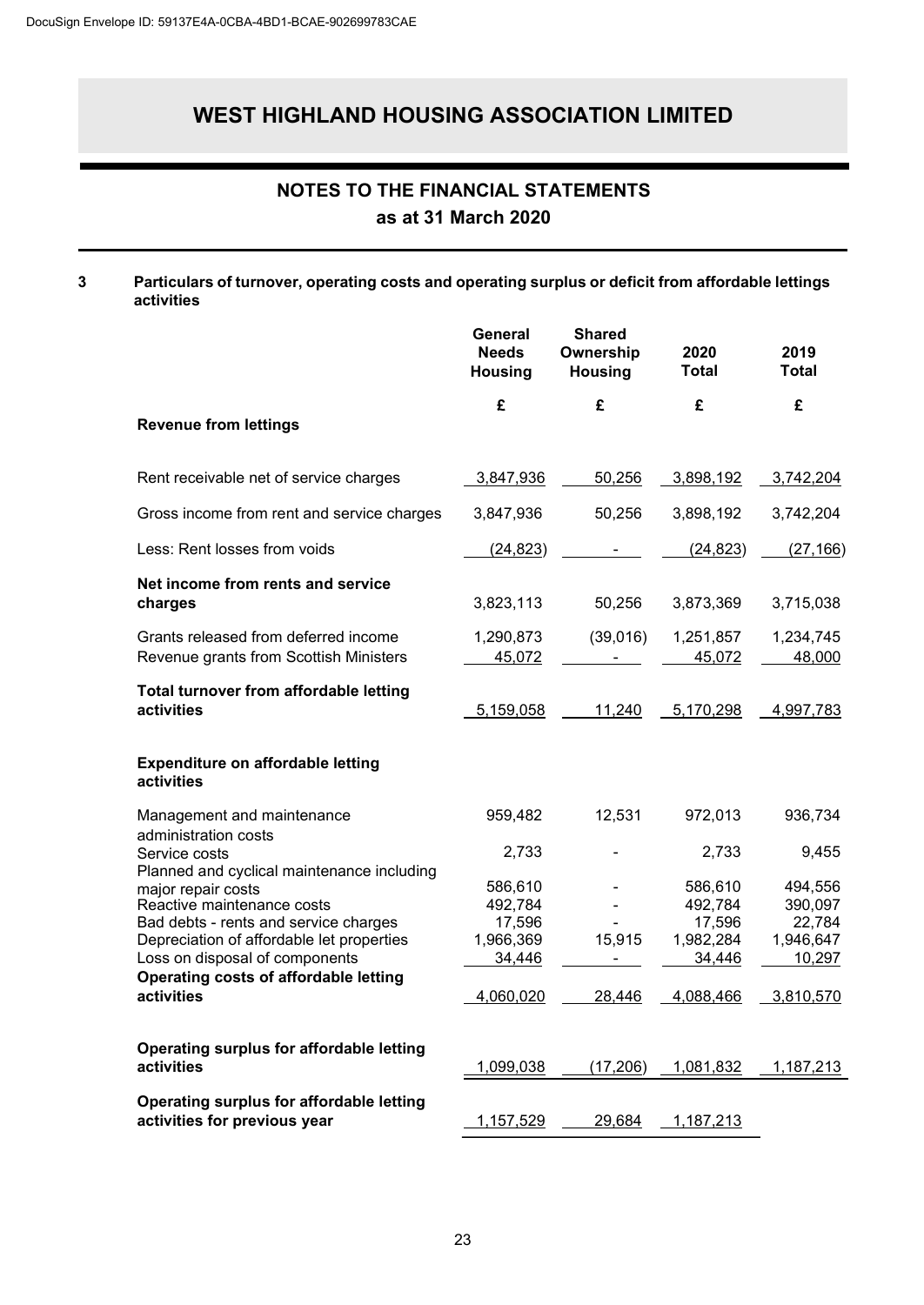# WEST HIGHLAND HOUSING ASSOCIATION LIMITED

## NOTES TO THE FINANCIAL STATEMENTS
## as at 31 March 2020

**3 Particulars of turnover, operating costs and operating surplus or deficit from affordable lettings activities**

| | General Needs Housing | Shared Ownership Housing | 2020 Total | 2019 Total |
|---|---|---|---|---|
| | £ | £ | £ | £ |
| **Revenue from lettings** | | | | |
| Rent receivable net of service charges | 3,847,936 | 50,256 | 3,898,192 | 3,742,204 |
| Gross income from rent and service charges | 3,847,936 | 50,256 | 3,898,192 | 3,742,204 |
| Less: Rent losses from voids | (24,823) | - | (24,823) | (27,166) |
| **Net income from rents and service charges** | 3,823,113 | 50,256 | 3,873,369 | 3,715,038 |
| Grants released from deferred income | 1,290,873 | (39,016) | 1,251,857 | 1,234,745 |
| Revenue grants from Scottish Ministers | 45,072 | - | 45,072 | 48,000 |
| **Total turnover from affordable letting activities** | 5,159,058 | 11,240 | 5,170,298 | 4,997,783 |
| **Expenditure on affordable letting activities** | | | | |
| Management and maintenance administration costs | 959,482 | 12,531 | 972,013 | 936,734 |
| Service costs | 2,733 | - | 2,733 | 9,455 |
| Planned and cyclical maintenance including major repair costs | 586,610 | - | 586,610 | 494,556 |
| Reactive maintenance costs | 492,784 | - | 492,784 | 390,097 |
| Bad debts - rents and service charges | 17,596 | - | 17,596 | 22,784 |
| Depreciation of affordable let properties | 1,966,369 | 15,915 | 1,982,284 | 1,946,647 |
| Loss on disposal of components | 34,446 | - | 34,446 | 10,297 |
| **Operating costs of affordable letting activities** | 4,060,020 | 28,446 | 4,088,466 | 3,810,570 |
| **Operating surplus for affordable letting activities** | 1,099,038 | (17,206) | 1,081,832 | 1,187,213 |
| **Operating surplus for affordable letting activities for previous year** | 1,157,529 | 29,684 | 1,187,213 | |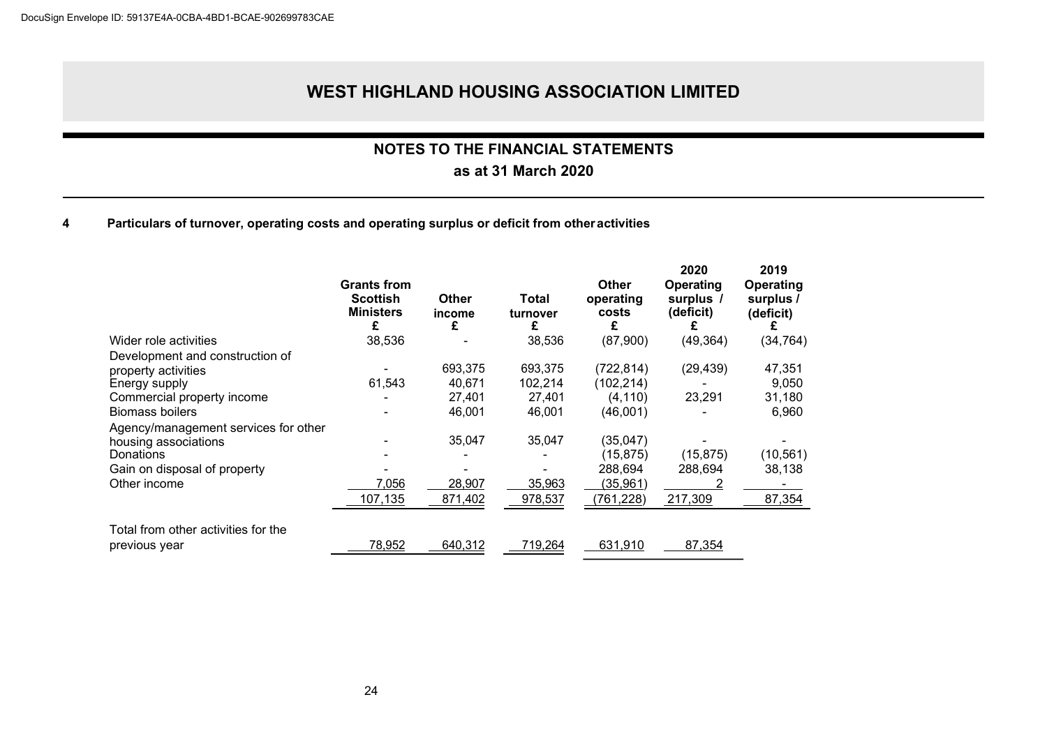# WEST HIGHLAND HOUSING ASSOCIATION LIMITED

## NOTES TO THE FINANCIAL STATEMENTS

### as at 31 March 2020

**4 Particulars of turnover, operating costs and operating surplus or deficit from other activities**

| | Grants from Scottish Ministers £ | Other income £ | Total turnover £ | Other operating costs £ | 2020 Operating surplus / (deficit) £ | 2019 Operating surplus / (deficit) £ |
|---|---|---|---|---|---|---|
| Wider role activities | 38,536 | - | 38,536 | (87,900) | (49,364) | (34,764) |
| Development and construction of property activities | - | 693,375 | 693,375 | (722,814) | (29,439) | 47,351 |
| Energy supply | 61,543 | 40,671 | 102,214 | (102,214) | - | 9,050 |
| Commercial property income | - | 27,401 | 27,401 | (4,110) | 23,291 | 31,180 |
| Biomass boilers | - | 46,001 | 46,001 | (46,001) | - | 6,960 |
| Agency/management services for other housing associations | - | 35,047 | 35,047 | (35,047) | - | - |
| Donations | - | - | - | (15,875) | (15,875) | (10,561) |
| Gain on disposal of property | - | - | - | 288,694 | 288,694 | 38,138 |
| Other income | 7,056 | 28,907 | 35,963 | (35,961) | 2 | - |
| | 107,135 | 871,402 | 978,537 | (761,228) | 217,309 | 87,354 |
| Total from other activities for the previous year | 78,952 | 640,312 | 719,264 | 631,910 | 87,354 | |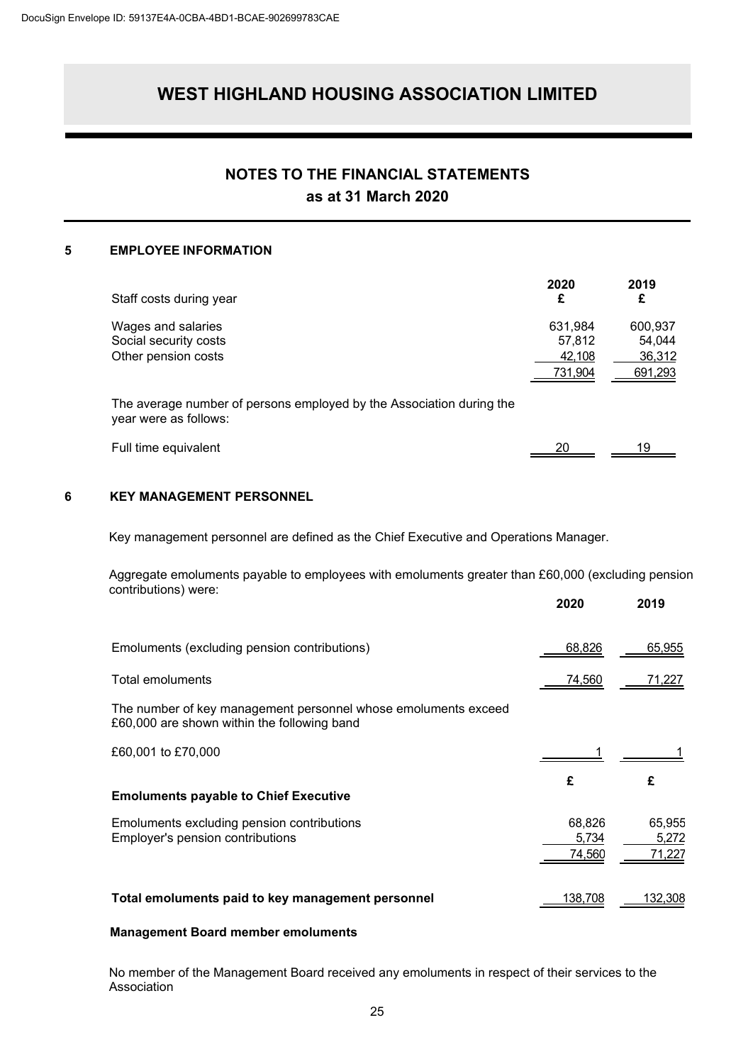# WEST HIGHLAND HOUSING ASSOCIATION LIMITED

## NOTES TO THE FINANCIAL STATEMENTS
## as at 31 March 2020

### 5 EMPLOYEE INFORMATION

| Staff costs during year | 2020 £ | 2019 £ |
|---|---|---|
| Wages and salaries | 631,984 | 600,937 |
| Social security costs | 57,812 | 54,044 |
| Other pension costs | 42,108 | 36,312 |
| | 731,904 | 691,293 |

The average number of persons employed by the Association during the year were as follows:

| | 2020 | 2019 |
|---|---|---|
| Full time equivalent | 20 | 19 |

### 6 KEY MANAGEMENT PERSONNEL

Key management personnel are defined as the Chief Executive and Operations Manager.

Aggregate emoluments payable to employees with emoluments greater than £60,000 (excluding pension contributions) were:

| | 2020 | 2019 |
|---|---|---|
| Emoluments (excluding pension contributions) | 68,826 | 65,955 |
| Total emoluments | 74,560 | 71,227 |

The number of key management personnel whose emoluments exceed £60,000 are shown within the following band

| | 2020 | 2019 |
|---|---|---|
| £60,001 to £70,000 | 1 | 1 |

| **Emoluments payable to Chief Executive** | £ | £ |
|---|---|---|
| Emoluments excluding pension contributions | 68,826 | 65,955 |
| Employer's pension contributions | 5,734 | 5,272 |
| | 74,560 | 71,227 |
| **Total emoluments paid to key management personnel** | 138,708 | 132,308 |

**Management Board member emoluments**

No member of the Management Board received any emoluments in respect of their services to the Association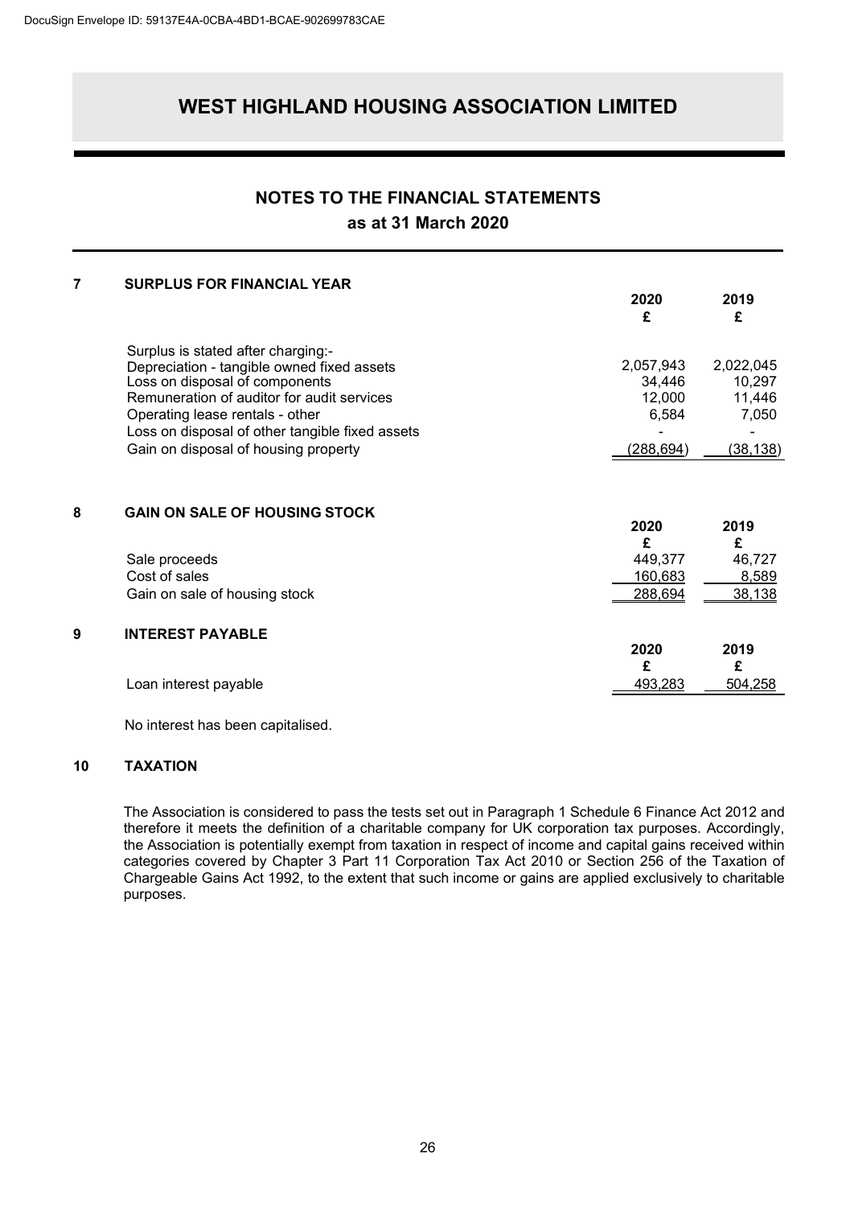# WEST HIGHLAND HOUSING ASSOCIATION LIMITED

## NOTES TO THE FINANCIAL STATEMENTS
### as at 31 March 2020

### 7 SURPLUS FOR FINANCIAL YEAR

| | 2020<br>£ | 2019<br>£ |
|---|---|---|
| Surplus is stated after charging:- | | |
| Depreciation - tangible owned fixed assets | 2,057,943 | 2,022,045 |
| Loss on disposal of components | 34,446 | 10,297 |
| Remuneration of auditor for audit services | 12,000 | 11,446 |
| Operating lease rentals - other | 6,584 | 7,050 |
| Loss on disposal of other tangible fixed assets | - | - |
| Gain on disposal of housing property | (288,694) | (38,138) |

### 8 GAIN ON SALE OF HOUSING STOCK

| | 2020<br>£ | 2019<br>£ |
|---|---|---|
| Sale proceeds | 449,377 | 46,727 |
| Cost of sales | 160,683 | 8,589 |
| Gain on sale of housing stock | 288,694 | 38,138 |

### 9 INTEREST PAYABLE

| | 2020<br>£ | 2019<br>£ |
|---|---|---|
| Loan interest payable | 493,283 | 504,258 |

No interest has been capitalised.

### 10 TAXATION

The Association is considered to pass the tests set out in Paragraph 1 Schedule 6 Finance Act 2012 and therefore it meets the definition of a charitable company for UK corporation tax purposes. Accordingly, the Association is potentially exempt from taxation in respect of income and capital gains received within categories covered by Chapter 3 Part 11 Corporation Tax Act 2010 or Section 256 of the Taxation of Chargeable Gains Act 1992, to the extent that such income or gains are applied exclusively to charitable purposes.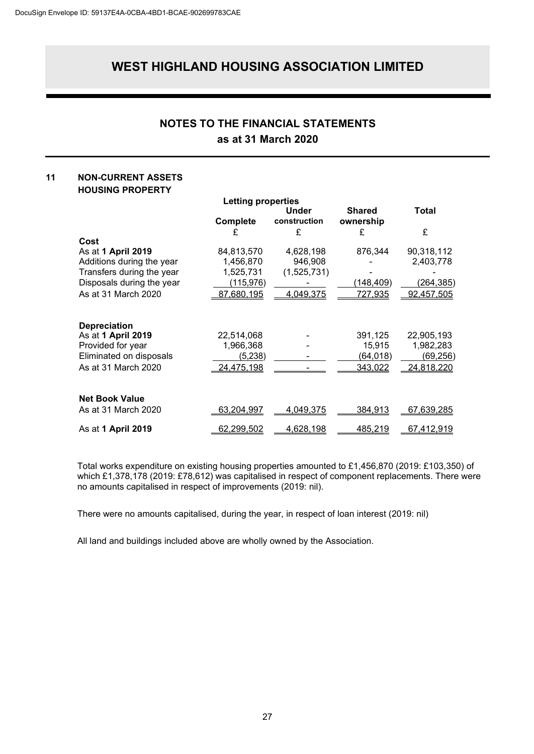DocuSign Envelope ID: 59137E4A-0CBA-4BD1-BCAE-902699783CAE

# WEST HIGHLAND HOUSING ASSOCIATION LIMITED

## NOTES TO THE FINANCIAL STATEMENTS
### as at 31 March 2020

### 11 NON-CURRENT ASSETS
**HOUSING PROPERTY**

| | Letting properties | | | |
|---|---|---|---|---|
| | **Complete** | **Under construction** | **Shared ownership** | **Total** |
| | £ | £ | £ | £ |
| **Cost** | | | | |
| As at **1 April 2019** | 84,813,570 | 4,628,198 | 876,344 | 90,318,112 |
| Additions during the year | 1,456,870 | 946,908 | - | 2,403,778 |
| Transfers during the year | 1,525,731 | (1,525,731) | - | - |
| Disposals during the year | (115,976) | - | (148,409) | (264,385) |
| As at 31 March 2020 | 87,680,195 | 4,049,375 | 727,935 | 92,457,505 |
| | | | | |
| **Depreciation** | | | | |
| As at **1 April 2019** | 22,514,068 | - | 391,125 | 22,905,193 |
| Provided for year | 1,966,368 | - | 15,915 | 1,982,283 |
| Eliminated on disposals | (5,238) | - | (64,018) | (69,256) |
| As at 31 March 2020 | 24,475,198 | - | 343,022 | 24,818,220 |
| | | | | |
| **Net Book Value** | | | | |
| As at 31 March 2020 | 63,204,997 | 4,049,375 | 384,913 | 67,639,285 |
| As at **1 April 2019** | 62,299,502 | 4,628,198 | 485,219 | 67,412,919 |

Total works expenditure on existing housing properties amounted to £1,456,870 (2019: £103,350) of which £1,378,178 (2019: £78,612) was capitalised in respect of component replacements. There were no amounts capitalised in respect of improvements (2019: nil).

There were no amounts capitalised, during the year, in respect of loan interest (2019: nil)

All land and buildings included above are wholly owned by the Association.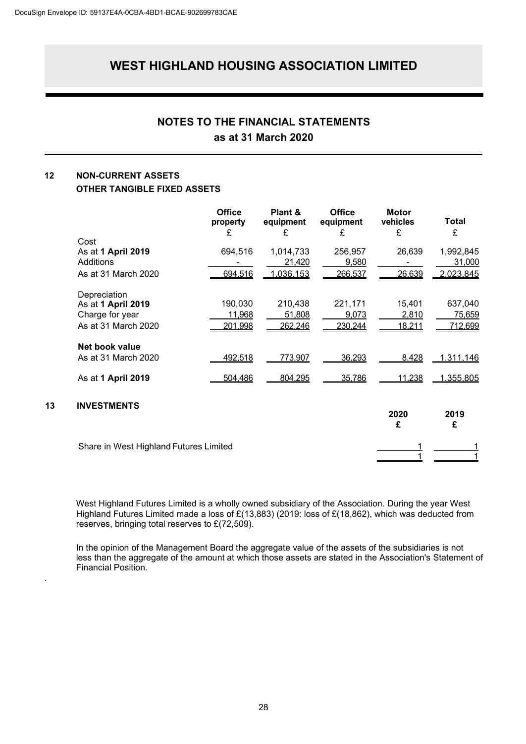# WEST HIGHLAND HOUSING ASSOCIATION LIMITED

## NOTES TO THE FINANCIAL STATEMENTS
## as at 31 March 2020

### 12 NON-CURRENT ASSETS
### OTHER TANGIBLE FIXED ASSETS

| | Office property £ | Plant & equipment £ | Office equipment £ | Motor vehicles £ | Total £ |
|---|---|---|---|---|---|
| Cost | | | | | |
| As at **1 April 2019** | 694,516 | 1,014,733 | 256,957 | 26,639 | 1,992,845 |
| Additions | - | 21,420 | 9,580 | - | 31,000 |
| As at 31 March 2020 | 694,516 | 1,036,153 | 266,537 | 26,639 | 2,023,845 |
| Depreciation | | | | | |
| As at **1 April 2019** | 190,030 | 210,438 | 221,171 | 15,401 | 637,040 |
| Charge for year | 11,968 | 51,808 | 9,073 | 2,810 | 75,659 |
| As at 31 March 2020 | 201,998 | 262,246 | 230,244 | 18,211 | 712,699 |
| **Net book value** | | | | | |
| As at 31 March 2020 | 492,518 | 773,907 | 36,293 | 8,428 | 1,311,146 |
| As at **1 April 2019** | 504,486 | 804,295 | 35,786 | 11,238 | 1,355,805 |

### 13 INVESTMENTS

| | 2020 £ | 2019 £ |
|---|---|---|
| Share in West Highland Futures Limited | 1 | 1 |
| | 1 | 1 |

West Highland Futures Limited is a wholly owned subsidiary of the Association. During the year West Highland Futures Limited made a loss of £(13,883) (2019: loss of £(18,862), which was deducted from reserves, bringing total reserves to £(72,509).

In the opinion of the Management Board the aggregate value of the assets of the subsidiaries is not less than the aggregate of the amount at which those assets are stated in the Association's Statement of Financial Position.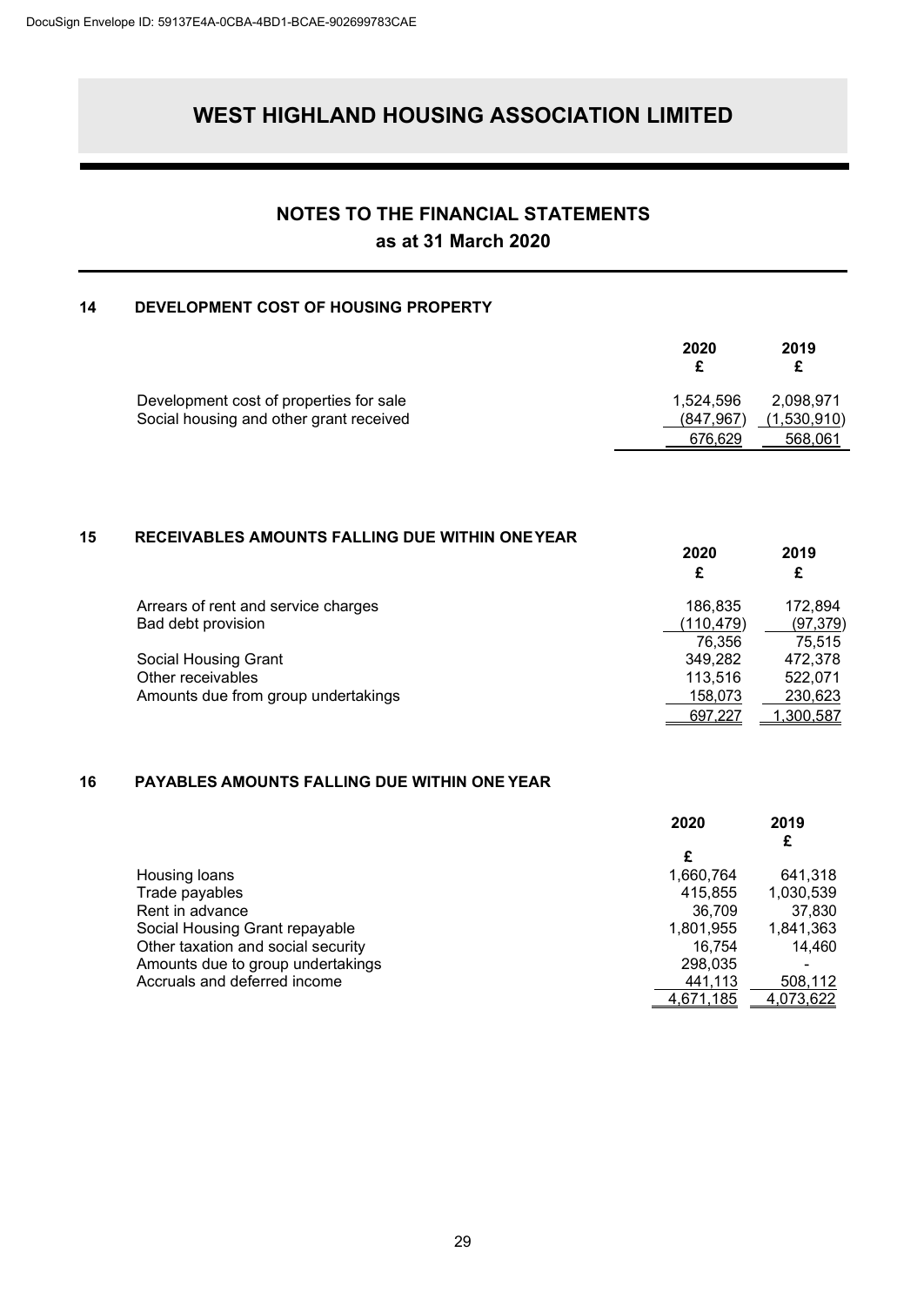DocuSign Envelope ID: 59137E4A-0CBA-4BD1-BCAE-902699783CAE

# WEST HIGHLAND HOUSING ASSOCIATION LIMITED

## NOTES TO THE FINANCIAL STATEMENTS
### as at 31 March 2020

### 14 DEVELOPMENT COST OF HOUSING PROPERTY

| | 2020 £ | 2019 £ |
|---|---|---|
| Development cost of properties for sale | 1,524,596 | 2,098,971 |
| Social housing and other grant received | (847,967) | (1,530,910) |
| | 676,629 | 568,061 |

### 15 RECEIVABLES AMOUNTS FALLING DUE WITHIN ONE YEAR

| | 2020 £ | 2019 £ |
|---|---|---|
| Arrears of rent and service charges | 186,835 | 172,894 |
| Bad debt provision | (110,479) | (97,379) |
| | 76,356 | 75,515 |
| Social Housing Grant | 349,282 | 472,378 |
| Other receivables | 113,516 | 522,071 |
| Amounts due from group undertakings | 158,073 | 230,623 |
| | 697,227 | 1,300,587 |

### 16 PAYABLES AMOUNTS FALLING DUE WITHIN ONE YEAR

| | 2020 £ | 2019 £ |
|---|---|---|
| Housing loans | 1,660,764 | 641,318 |
| Trade payables | 415,855 | 1,030,539 |
| Rent in advance | 36,709 | 37,830 |
| Social Housing Grant repayable | 1,801,955 | 1,841,363 |
| Other taxation and social security | 16,754 | 14,460 |
| Amounts due to group undertakings | 298,035 | - |
| Accruals and deferred income | 441,113 | 508,112 |
| | 4,671,185 | 4,073,622 |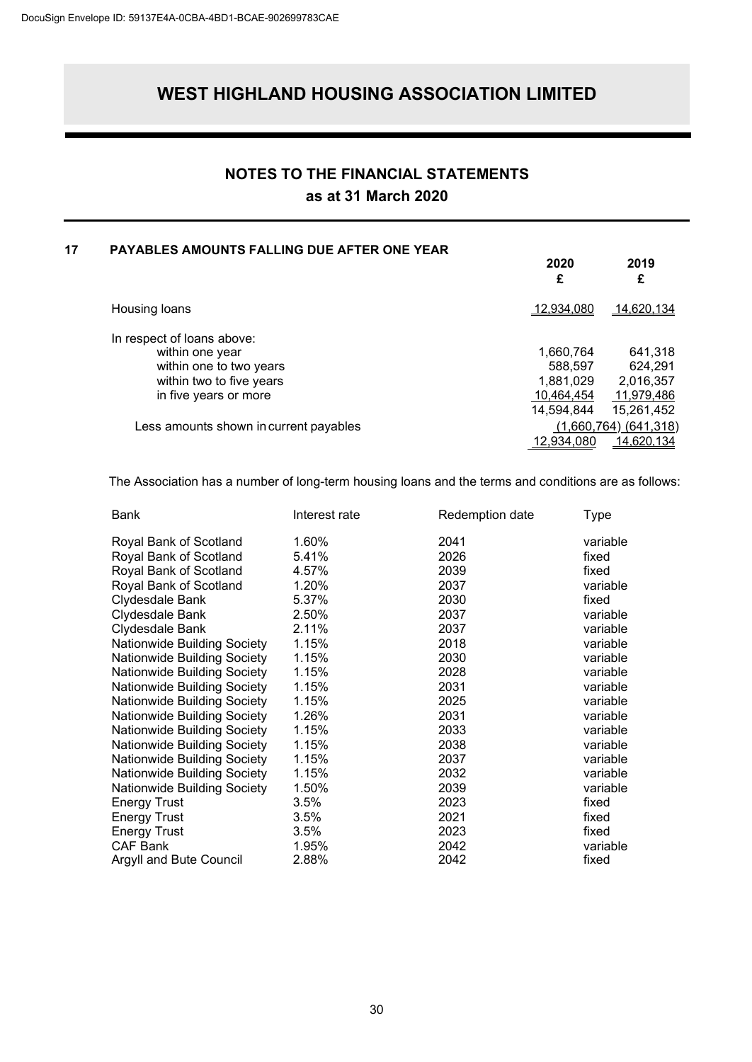# WEST HIGHLAND HOUSING ASSOCIATION LIMITED

## NOTES TO THE FINANCIAL STATEMENTS
## as at 31 March 2020

### 17 PAYABLES AMOUNTS FALLING DUE AFTER ONE YEAR

| | 2020 £ | 2019 £ |
|---|---|---|
| Housing loans | 12,934,080 | 14,620,134 |
| In respect of loans above: | | |
| within one year | 1,660,764 | 641,318 |
| within one to two years | 588,597 | 624,291 |
| within two to five years | 1,881,029 | 2,016,357 |
| in five years or more | 10,464,454 | 11,979,486 |
| | 14,594,844 | 15,261,452 |
| Less amounts shown in current payables | (1,660,764) | (641,318) |
| | 12,934,080 | 14,620,134 |

The Association has a number of long-term housing loans and the terms and conditions are as follows:

| Bank | Interest rate | Redemption date | Type |
|---|---|---|---|
| Royal Bank of Scotland | 1.60% | 2041 | variable |
| Royal Bank of Scotland | 5.41% | 2026 | fixed |
| Royal Bank of Scotland | 4.57% | 2039 | fixed |
| Royal Bank of Scotland | 1.20% | 2037 | variable |
| Clydesdale Bank | 5.37% | 2030 | fixed |
| Clydesdale Bank | 2.50% | 2037 | variable |
| Clydesdale Bank | 2.11% | 2037 | variable |
| Nationwide Building Society | 1.15% | 2018 | variable |
| Nationwide Building Society | 1.15% | 2030 | variable |
| Nationwide Building Society | 1.15% | 2028 | variable |
| Nationwide Building Society | 1.15% | 2031 | variable |
| Nationwide Building Society | 1.15% | 2025 | variable |
| Nationwide Building Society | 1.26% | 2031 | variable |
| Nationwide Building Society | 1.15% | 2033 | variable |
| Nationwide Building Society | 1.15% | 2038 | variable |
| Nationwide Building Society | 1.15% | 2037 | variable |
| Nationwide Building Society | 1.15% | 2032 | variable |
| Nationwide Building Society | 1.50% | 2039 | variable |
| Energy Trust | 3.5% | 2023 | fixed |
| Energy Trust | 3.5% | 2021 | fixed |
| Energy Trust | 3.5% | 2023 | fixed |
| CAF Bank | 1.95% | 2042 | variable |
| Argyll and Bute Council | 2.88% | 2042 | fixed |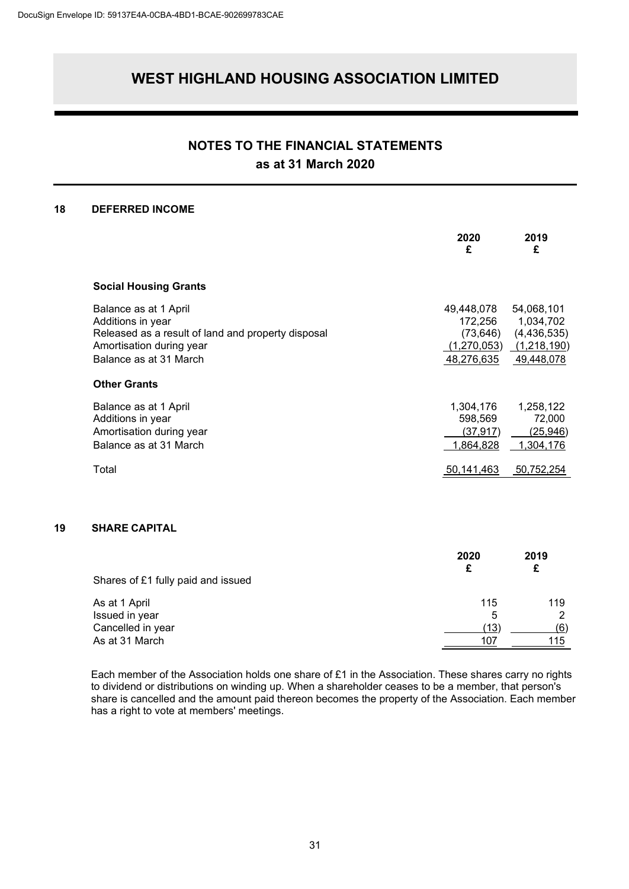# WEST HIGHLAND HOUSING ASSOCIATION LIMITED

## NOTES TO THE FINANCIAL STATEMENTS
### as at 31 March 2020

### 18 DEFERRED INCOME

| | 2020 £ | 2019 £ |
|---|---|---|
| **Social Housing Grants** | | |
| Balance as at 1 April | 49,448,078 | 54,068,101 |
| Additions in year | 172,256 | 1,034,702 |
| Released as a result of land and property disposal | (73,646) | (4,436,535) |
| Amortisation during year | (1,270,053) | (1,218,190) |
| Balance as at 31 March | 48,276,635 | 49,448,078 |
| **Other Grants** | | |
| Balance as at 1 April | 1,304,176 | 1,258,122 |
| Additions in year | 598,569 | 72,000 |
| Amortisation during year | (37,917) | (25,946) |
| Balance as at 31 March | 1,864,828 | 1,304,176 |
| Total | 50,141,463 | 50,752,254 |

### 19 SHARE CAPITAL

| Shares of £1 fully paid and issued | 2020 £ | 2019 £ |
|---|---|---|
| As at 1 April | 115 | 119 |
| Issued in year | 5 | 2 |
| Cancelled in year | (13) | (6) |
| As at 31 March | 107 | 115 |

Each member of the Association holds one share of £1 in the Association. These shares carry no rights to dividend or distributions on winding up. When a shareholder ceases to be a member, that person's share is cancelled and the amount paid thereon becomes the property of the Association. Each member has a right to vote at members' meetings.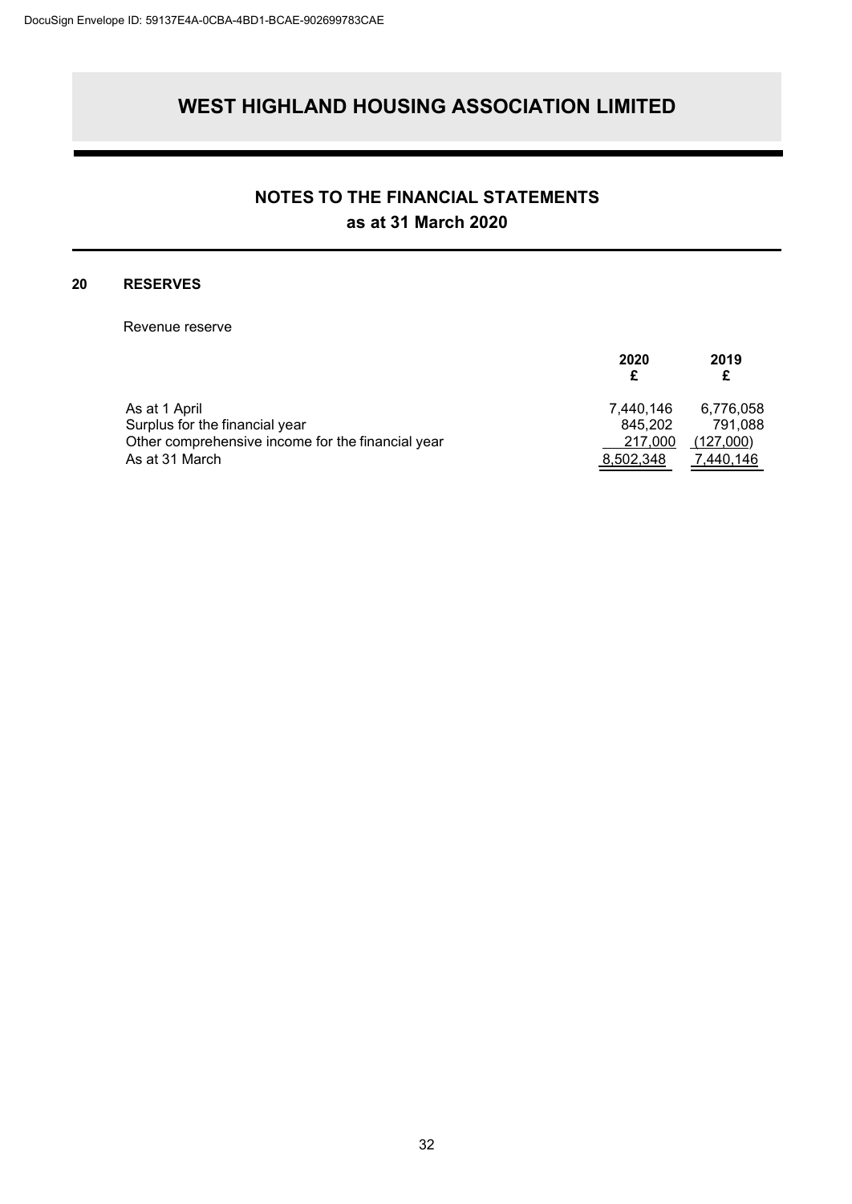# WEST HIGHLAND HOUSING ASSOCIATION LIMITED

## NOTES TO THE FINANCIAL STATEMENTS
## as at 31 March 2020

### 20 RESERVES

Revenue reserve

| | 2020<br>£ | 2019<br>£ |
|---|---|---|
| As at 1 April | 7,440,146 | 6,776,058 |
| Surplus for the financial year | 845,202 | 791,088 |
| Other comprehensive income for the financial year | 217,000 | (127,000) |
| As at 31 March | 8,502,348 | 7,440,146 |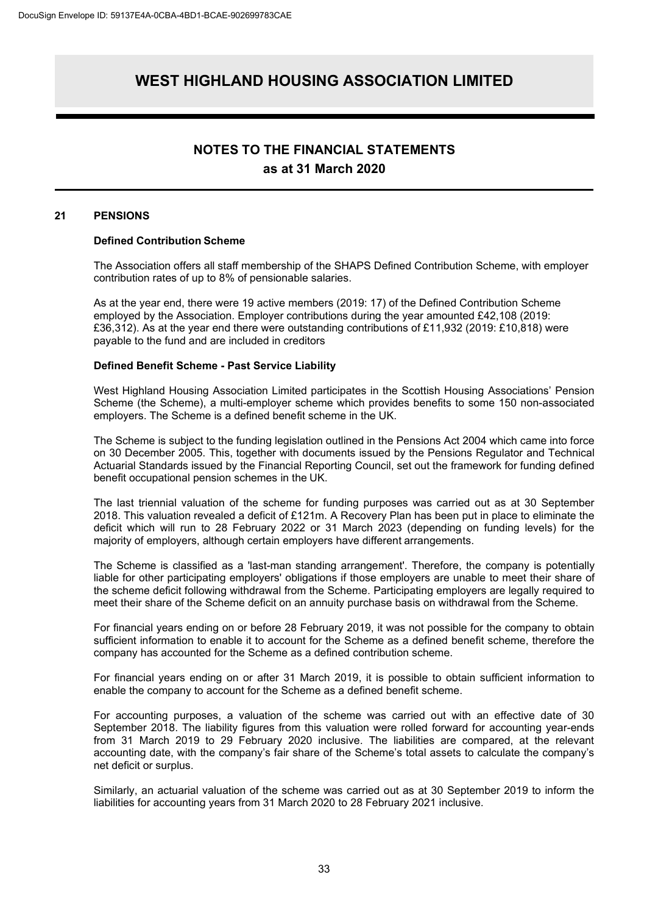## 21 PENSIONS

### Defined Contribution Scheme

The Association offers all staff membership of the SHAPS Defined Contribution Scheme, with employer contribution rates of up to 8% of pensionable salaries.

As at the year end, there were 19 active members (2019: 17) of the Defined Contribution Scheme employed by the Association. Employer contributions during the year amounted £42,108 (2019: £36,312). As at the year end there were outstanding contributions of £11,932 (2019: £10,818) were payable to the fund and are included in creditors

### Defined Benefit Scheme - Past Service Liability

West Highland Housing Association Limited participates in the Scottish Housing Associations' Pension Scheme (the Scheme), a multi-employer scheme which provides benefits to some 150 non-associated employers. The Scheme is a defined benefit scheme in the UK.

The Scheme is subject to the funding legislation outlined in the Pensions Act 2004 which came into force on 30 December 2005. This, together with documents issued by the Pensions Regulator and Technical Actuarial Standards issued by the Financial Reporting Council, set out the framework for funding defined benefit occupational pension schemes in the UK.

The last triennial valuation of the scheme for funding purposes was carried out as at 30 September 2018. This valuation revealed a deficit of £121m. A Recovery Plan has been put in place to eliminate the deficit which will run to 28 February 2022 or 31 March 2023 (depending on funding levels) for the majority of employers, although certain employers have different arrangements.

The Scheme is classified as a 'last-man standing arrangement'. Therefore, the company is potentially liable for other participating employers' obligations if those employers are unable to meet their share of the scheme deficit following withdrawal from the Scheme. Participating employers are legally required to meet their share of the Scheme deficit on an annuity purchase basis on withdrawal from the Scheme.

For financial years ending on or before 28 February 2019, it was not possible for the company to obtain sufficient information to enable it to account for the Scheme as a defined benefit scheme, therefore the company has accounted for the Scheme as a defined contribution scheme.

For financial years ending on or after 31 March 2019, it is possible to obtain sufficient information to enable the company to account for the Scheme as a defined benefit scheme.

For accounting purposes, a valuation of the scheme was carried out with an effective date of 30 September 2018. The liability figures from this valuation were rolled forward for accounting year-ends from 31 March 2019 to 29 February 2020 inclusive. The liabilities are compared, at the relevant accounting date, with the company's fair share of the Scheme's total assets to calculate the company's net deficit or surplus.

Similarly, an actuarial valuation of the scheme was carried out as at 30 September 2019 to inform the liabilities for accounting years from 31 March 2020 to 28 February 2021 inclusive.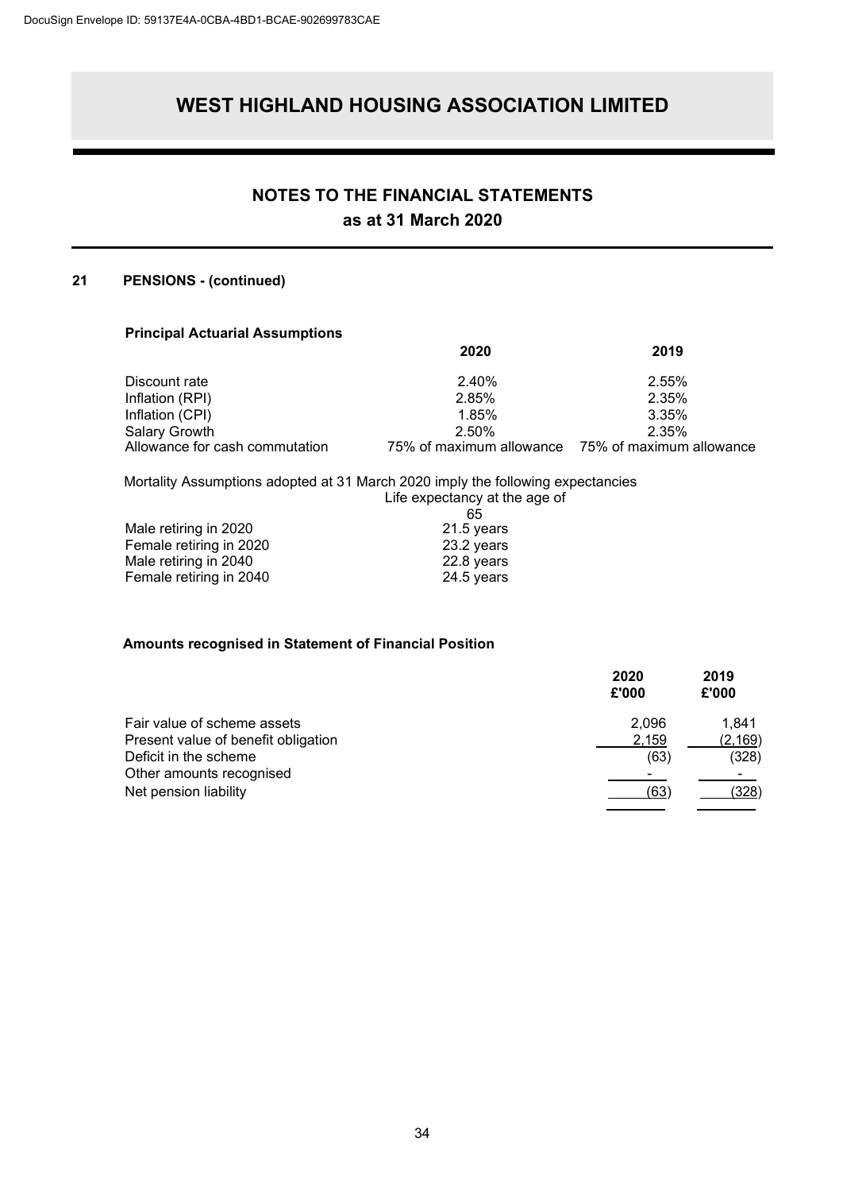# WEST HIGHLAND HOUSING ASSOCIATION LIMITED

## NOTES TO THE FINANCIAL STATEMENTS
## as at 31 March 2020

### 21 PENSIONS - (continued)

**Principal Actuarial Assumptions**

| | 2020 | 2019 |
|---|---|---|
| Discount rate | 2.40% | 2.55% |
| Inflation (RPI) | 2.85% | 2.35% |
| Inflation (CPI) | 1.85% | 3.35% |
| Salary Growth | 2.50% | 2.35% |
| Allowance for cash commutation | 75% of maximum allowance | 75% of maximum allowance |

Mortality Assumptions adopted at 31 March 2020 imply the following expectancies

| | Life expectancy at the age of 65 |
|---|---|
| Male retiring in 2020 | 21.5 years |
| Female retiring in 2020 | 23.2 years |
| Male retiring in 2040 | 22.8 years |
| Female retiring in 2040 | 24.5 years |

**Amounts recognised in Statement of Financial Position**

| | 2020<br>£'000 | 2019<br>£'000 |
|---|---|---|
| Fair value of scheme assets | 2,096 | 1,841 |
| Present value of benefit obligation | 2,159 | (2,169) |
| Deficit in the scheme | (63) | (328) |
| Other amounts recognised | - | - |
| Net pension liability | (63) | (328) |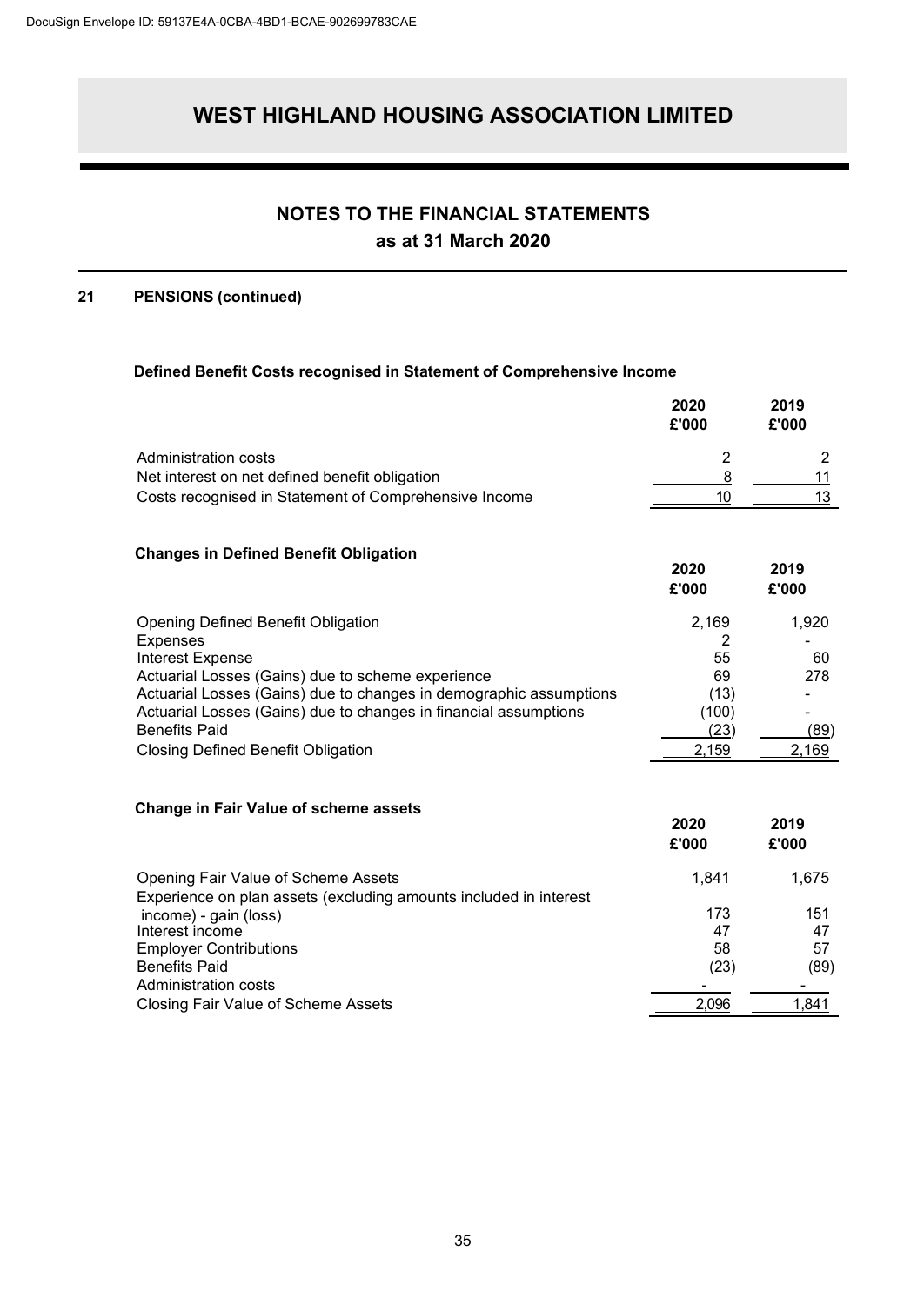# WEST HIGHLAND HOUSING ASSOCIATION LIMITED

## NOTES TO THE FINANCIAL STATEMENTS
### as at 31 March 2020

**21 PENSIONS (continued)**

**Defined Benefit Costs recognised in Statement of Comprehensive Income**

| | 2020 £'000 | 2019 £'000 |
|---|---|---|
| Administration costs | 2 | 2 |
| Net interest on net defined benefit obligation | 8 | 11 |
| Costs recognised in Statement of Comprehensive Income | 10 | 13 |

**Changes in Defined Benefit Obligation**

| | 2020 £'000 | 2019 £'000 |
|---|---|---|
| Opening Defined Benefit Obligation | 2,169 | 1,920 |
| Expenses | 2 | - |
| Interest Expense | 55 | 60 |
| Actuarial Losses (Gains) due to scheme experience | 69 | 278 |
| Actuarial Losses (Gains) due to changes in demographic assumptions | (13) | - |
| Actuarial Losses (Gains) due to changes in financial assumptions | (100) | - |
| Benefits Paid | (23) | (89) |
| Closing Defined Benefit Obligation | 2,159 | 2,169 |

**Change in Fair Value of scheme assets**

| | 2020 £'000 | 2019 £'000 |
|---|---|---|
| Opening Fair Value of Scheme Assets | 1,841 | 1,675 |
| Experience on plan assets (excluding amounts included in interest income) - gain (loss) | 173 | 151 |
| Interest income | 47 | 47 |
| Employer Contributions | 58 | 57 |
| Benefits Paid | (23) | (89) |
| Administration costs | - | - |
| Closing Fair Value of Scheme Assets | 2,096 | 1,841 |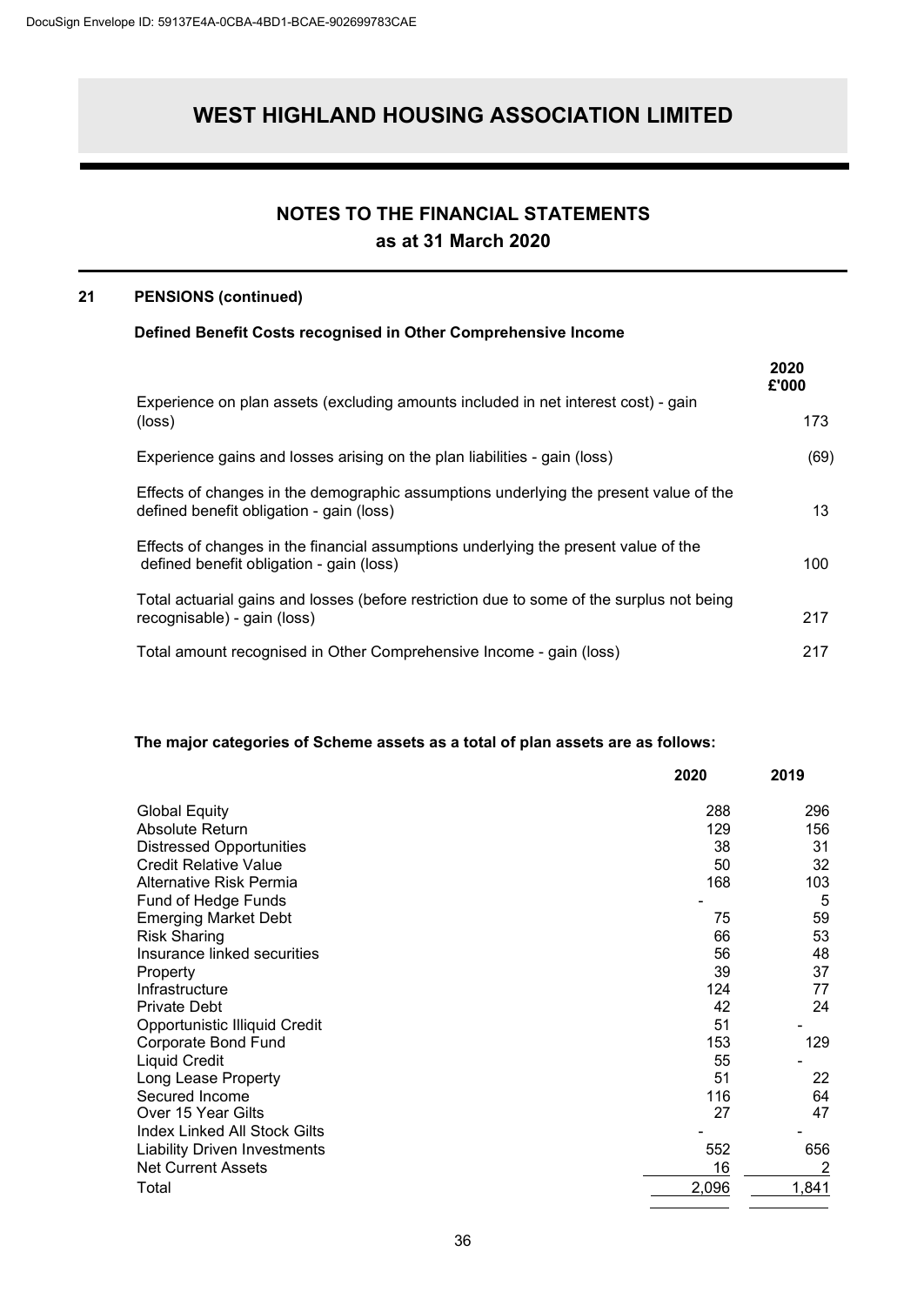# WEST HIGHLAND HOUSING ASSOCIATION LIMITED

## NOTES TO THE FINANCIAL STATEMENTS
## as at 31 March 2020

### 21 PENSIONS (continued)

**Defined Benefit Costs recognised in Other Comprehensive Income**

| | 2020 £'000 |
|---|---|
| Experience on plan assets (excluding amounts included in net interest cost) - gain (loss) | 173 |
| Experience gains and losses arising on the plan liabilities - gain (loss) | (69) |
| Effects of changes in the demographic assumptions underlying the present value of the defined benefit obligation - gain (loss) | 13 |
| Effects of changes in the financial assumptions underlying the present value of the defined benefit obligation - gain (loss) | 100 |
| Total actuarial gains and losses (before restriction due to some of the surplus not being recognisable) - gain (loss) | 217 |
| Total amount recognised in Other Comprehensive Income - gain (loss) | 217 |

**The major categories of Scheme assets as a total of plan assets are as follows:**

| | 2020 | 2019 |
|---|---|---|
| Global Equity | 288 | 296 |
| Absolute Return | 129 | 156 |
| Distressed Opportunities | 38 | 31 |
| Credit Relative Value | 50 | 32 |
| Alternative Risk Permia | 168 | 103 |
| Fund of Hedge Funds | - | 5 |
| Emerging Market Debt | 75 | 59 |
| Risk Sharing | 66 | 53 |
| Insurance linked securities | 56 | 48 |
| Property | 39 | 37 |
| Infrastructure | 124 | 77 |
| Private Debt | 42 | 24 |
| Opportunistic Illiquid Credit | 51 | - |
| Corporate Bond Fund | 153 | 129 |
| Liquid Credit | 55 | - |
| Long Lease Property | 51 | 22 |
| Secured Income | 116 | 64 |
| Over 15 Year Gilts | 27 | 47 |
| Index Linked All Stock Gilts | - | - |
| Liability Driven Investments | 552 | 656 |
| Net Current Assets | 16 | 2 |
| Total | 2,096 | 1,841 |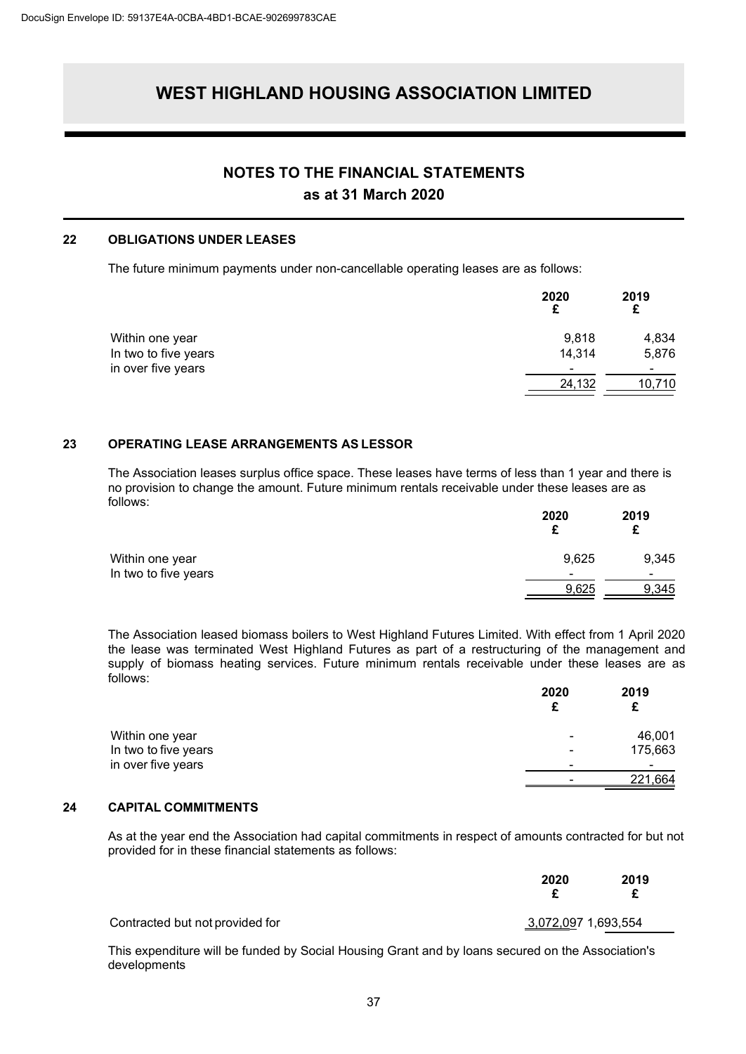# WEST HIGHLAND HOUSING ASSOCIATION LIMITED

## NOTES TO THE FINANCIAL STATEMENTS
### as at 31 March 2020

### 22 OBLIGATIONS UNDER LEASES

The future minimum payments under non-cancellable operating leases are as follows:

| | 2020 £ | 2019 £ |
|---|---|---|
| Within one year | 9,818 | 4,834 |
| In two to five years | 14,314 | 5,876 |
| in over five years | - | - |
| | 24,132 | 10,710 |

### 23 OPERATING LEASE ARRANGEMENTS AS LESSOR

The Association leases surplus office space. These leases have terms of less than 1 year and there is no provision to change the amount. Future minimum rentals receivable under these leases are as follows:

| | 2020 £ | 2019 £ |
|---|---|---|
| Within one year | 9,625 | 9,345 |
| In two to five years | - | - |
| | 9,625 | 9,345 |

The Association leased biomass boilers to West Highland Futures Limited. With effect from 1 April 2020 the lease was terminated West Highland Futures as part of a restructuring of the management and supply of biomass heating services. Future minimum rentals receivable under these leases are as follows:

| | 2020 £ | 2019 £ |
|---|---|---|
| Within one year | - | 46,001 |
| In two to five years | - | 175,663 |
| in over five years | - | - |
| | - | 221,664 |

### 24 CAPITAL COMMITMENTS

As at the year end the Association had capital commitments in respect of amounts contracted for but not provided for in these financial statements as follows:

| | 2020 £ | 2019 £ |
|---|---|---|
| Contracted but not provided for | 3,072,097 | 1,693,554 |

This expenditure will be funded by Social Housing Grant and by loans secured on the Association's developments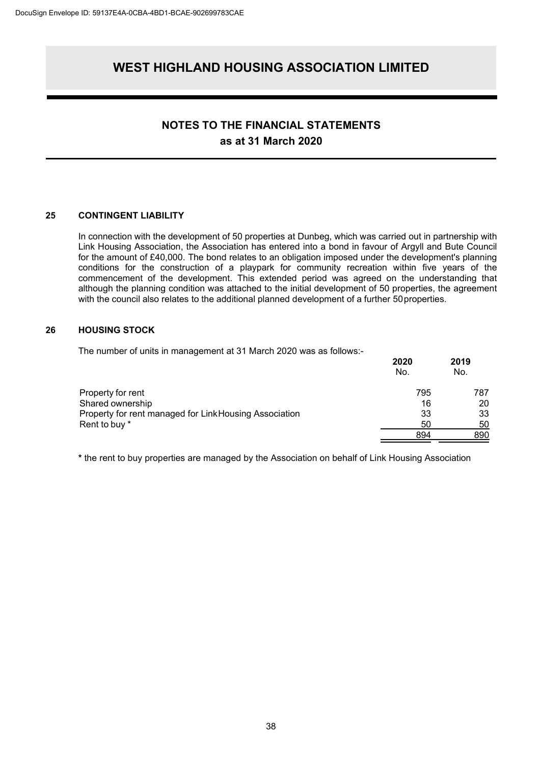# WEST HIGHLAND HOUSING ASSOCIATION LIMITED

## NOTES TO THE FINANCIAL STATEMENTS
### as at 31 March 2020

### 25 CONTINGENT LIABILITY

In connection with the development of 50 properties at Dunbeg, which was carried out in partnership with Link Housing Association, the Association has entered into a bond in favour of Argyll and Bute Council for the amount of £40,000. The bond relates to an obligation imposed under the development's planning conditions for the construction of a playpark for community recreation within five years of the commencement of the development. This extended period was agreed on the understanding that although the planning condition was attached to the initial development of 50 properties, the agreement with the council also relates to the additional planned development of a further 50 properties.

### 26 HOUSING STOCK

The number of units in management at 31 March 2020 was as follows:-

| | 2020 No. | 2019 No. |
|---|---|---|
| Property for rent | 795 | 787 |
| Shared ownership | 16 | 20 |
| Property for rent managed for Link Housing Association | 33 | 33 |
| Rent to buy * | 50 | 50 |
| | 894 | 890 |

**\*** the rent to buy properties are managed by the Association on behalf of Link Housing Association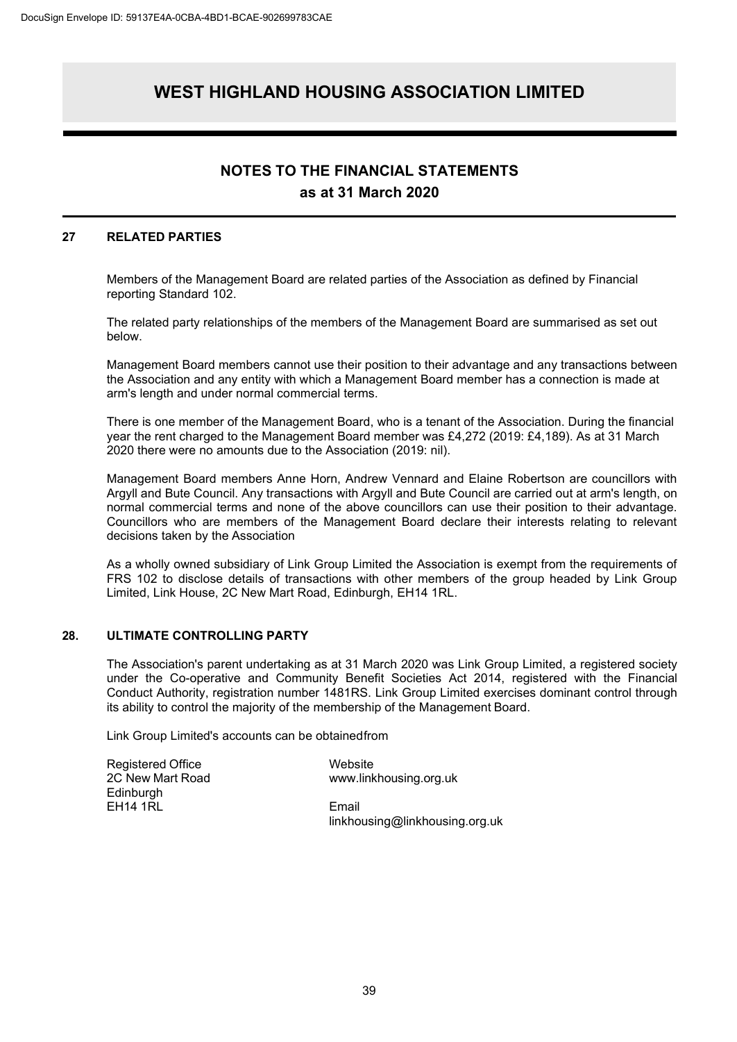# WEST HIGHLAND HOUSING ASSOCIATION LIMITED

## NOTES TO THE FINANCIAL STATEMENTS
## as at 31 March 2020

### 27 RELATED PARTIES

Members of the Management Board are related parties of the Association as defined by Financial reporting Standard 102.

The related party relationships of the members of the Management Board are summarised as set out below.

Management Board members cannot use their position to their advantage and any transactions between the Association and any entity with which a Management Board member has a connection is made at arm's length and under normal commercial terms.

There is one member of the Management Board, who is a tenant of the Association. During the financial year the rent charged to the Management Board member was £4,272 (2019: £4,189). As at 31 March 2020 there were no amounts due to the Association (2019: nil).

Management Board members Anne Horn, Andrew Vennard and Elaine Robertson are councillors with Argyll and Bute Council. Any transactions with Argyll and Bute Council are carried out at arm's length, on normal commercial terms and none of the above councillors can use their position to their advantage. Councillors who are members of the Management Board declare their interests relating to relevant decisions taken by the Association

As a wholly owned subsidiary of Link Group Limited the Association is exempt from the requirements of FRS 102 to disclose details of transactions with other members of the group headed by Link Group Limited, Link House, 2C New Mart Road, Edinburgh, EH14 1RL.

### 28. ULTIMATE CONTROLLING PARTY

The Association's parent undertaking as at 31 March 2020 was Link Group Limited, a registered society under the Co-operative and Community Benefit Societies Act 2014, registered with the Financial Conduct Authority, registration number 1481RS. Link Group Limited exercises dominant control through its ability to control the majority of the membership of the Management Board.

Link Group Limited's accounts can be obtainedfrom

Registered Office
2C New Mart Road
Edinburgh
EH14 1RL

Website
www.linkhousing.org.uk

Email
linkhousing@linkhousing.org.uk